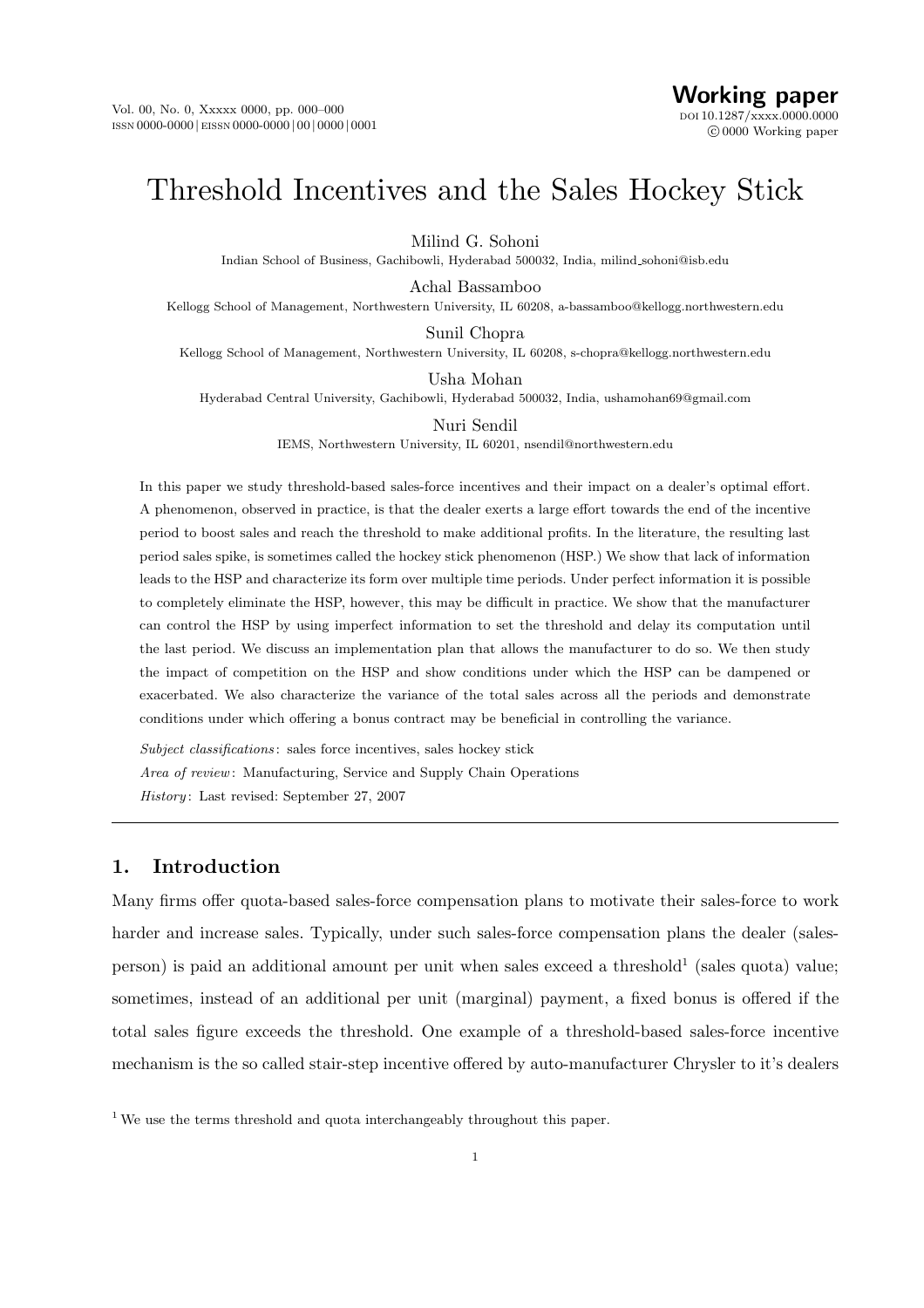# Threshold Incentives and the Sales Hockey Stick

Milind G. Sohoni
Indian School of Business, Gachibowli, Hyderabad 500032, India, milind_sohoni@isb.edu

Achal Bassamboo
Kellogg School of Management, Northwestern University, IL 60208, a-bassamboo@kellogg.northwestern.edu

Sunil Chopra
Kellogg School of Management, Northwestern University, IL 60208, s-chopra@kellogg.northwestern.edu

Usha Mohan
Hyderabad Central University, Gachibowli, Hyderabad 500032, India, ushamohan69@gmail.com

Nuri Sendil
IEMS, Northwestern University, IL 60201, nsendil@northwestern.edu

In this paper we study threshold-based sales-force incentives and their impact on a dealer's optimal effort. A phenomenon, observed in practice, is that the dealer exerts a large effort towards the end of the incentive period to boost sales and reach the threshold to make additional profits. In the literature, the resulting last period sales spike, is sometimes called the hockey stick phenomenon (HSP.) We show that lack of information leads to the HSP and characterize its form over multiple time periods. Under perfect information it is possible to completely eliminate the HSP, however, this may be difficult in practice. We show that the manufacturer can control the HSP by using imperfect information to set the threshold and delay its computation until the last period. We discuss an implementation plan that allows the manufacturer to do so. We then study the impact of competition on the HSP and show conditions under which the HSP can be dampened or exacerbated. We also characterize the variance of the total sales across all the periods and demonstrate conditions under which offering a bonus contract may be beneficial in controlling the variance.

*Subject classifications*: sales force incentives, sales hockey stick
*Area of review*: Manufacturing, Service and Supply Chain Operations
*History*: Last revised: September 27, 2007

---

## 1. Introduction

Many firms offer quota-based sales-force compensation plans to motivate their sales-force to work harder and increase sales. Typically, under such sales-force compensation plans the dealer (sales-person) is paid an additional amount per unit when sales exceed a threshold[1] (sales quota) value; sometimes, instead of an additional per unit (marginal) payment, a fixed bonus is offered if the total sales figure exceeds the threshold. One example of a threshold-based sales-force incentive mechanism is the so called stair-step incentive offered by auto-manufacturer Chrysler to it's dealers

[1] We use the terms threshold and quota interchangeably throughout this paper.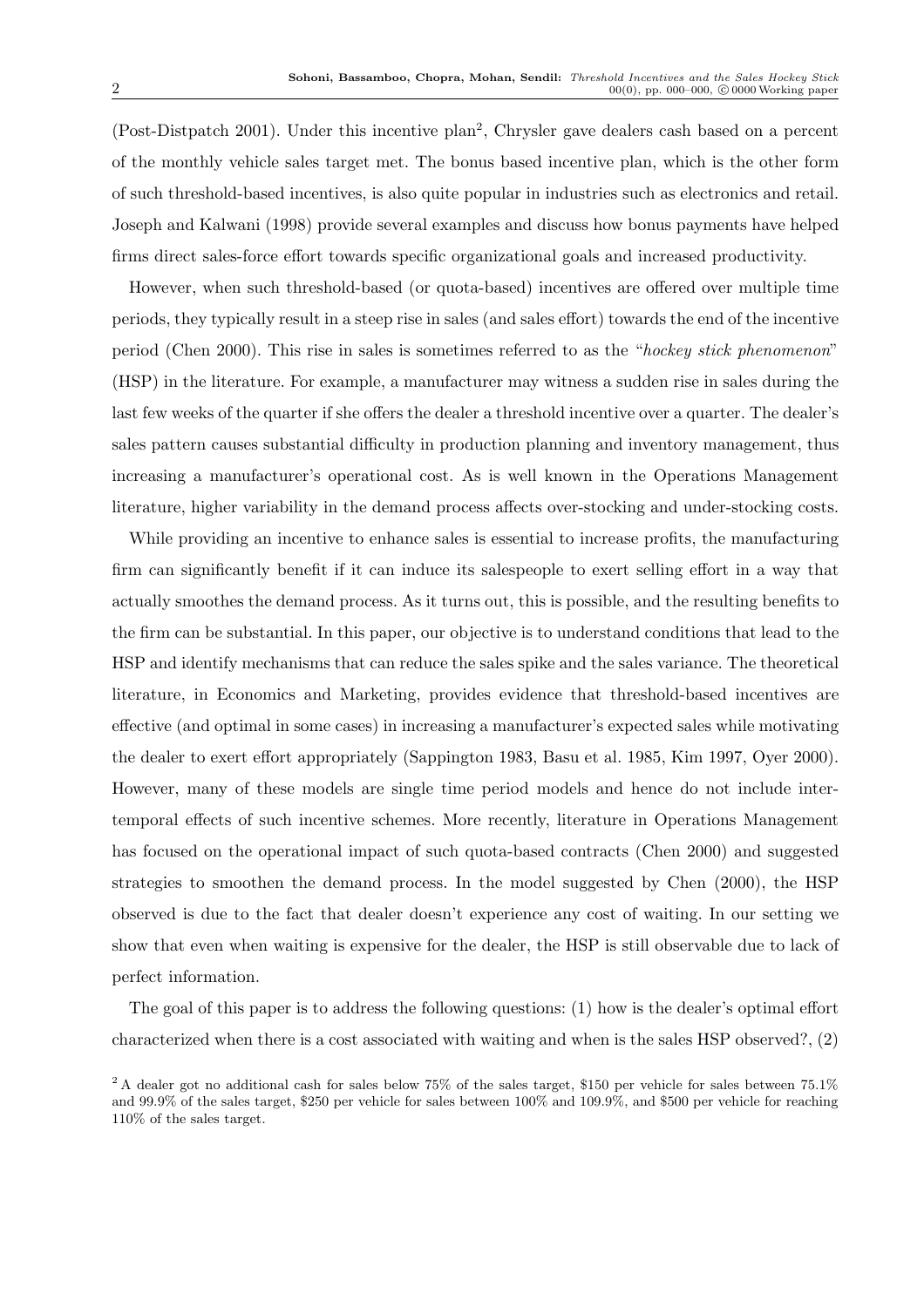(Post-Distpatch 2001). Under this incentive plan[2], Chrysler gave dealers cash based on a percent of the monthly vehicle sales target met. The bonus based incentive plan, which is the other form of such threshold-based incentives, is also quite popular in industries such as electronics and retail. Joseph and Kalwani (1998) provide several examples and discuss how bonus payments have helped firms direct sales-force effort towards specific organizational goals and increased productivity.

However, when such threshold-based (or quota-based) incentives are offered over multiple time periods, they typically result in a steep rise in sales (and sales effort) towards the end of the incentive period (Chen 2000). This rise in sales is sometimes referred to as the "*hockey stick phenomenon*" (HSP) in the literature. For example, a manufacturer may witness a sudden rise in sales during the last few weeks of the quarter if she offers the dealer a threshold incentive over a quarter. The dealer's sales pattern causes substantial difficulty in production planning and inventory management, thus increasing a manufacturer's operational cost. As is well known in the Operations Management literature, higher variability in the demand process affects over-stocking and under-stocking costs.

While providing an incentive to enhance sales is essential to increase profits, the manufacturing firm can significantly benefit if it can induce its salespeople to exert selling effort in a way that actually smoothes the demand process. As it turns out, this is possible, and the resulting benefits to the firm can be substantial. In this paper, our objective is to understand conditions that lead to the HSP and identify mechanisms that can reduce the sales spike and the sales variance. The theoretical literature, in Economics and Marketing, provides evidence that threshold-based incentives are effective (and optimal in some cases) in increasing a manufacturer's expected sales while motivating the dealer to exert effort appropriately (Sappington 1983, Basu et al. 1985, Kim 1997, Oyer 2000). However, many of these models are single time period models and hence do not include inter-temporal effects of such incentive schemes. More recently, literature in Operations Management has focused on the operational impact of such quota-based contracts (Chen 2000) and suggested strategies to smoothen the demand process. In the model suggested by Chen (2000), the HSP observed is due to the fact that dealer doesn't experience any cost of waiting. In our setting we show that even when waiting is expensive for the dealer, the HSP is still observable due to lack of perfect information.

The goal of this paper is to address the following questions: (1) how is the dealer's optimal effort characterized when there is a cost associated with waiting and when is the sales HSP observed?, (2)

[2] A dealer got no additional cash for sales below 75% of the sales target, \$150 per vehicle for sales between 75.1% and 99.9% of the sales target, \$250 per vehicle for sales between 100% and 109.9%, and \$500 per vehicle for reaching 110% of the sales target.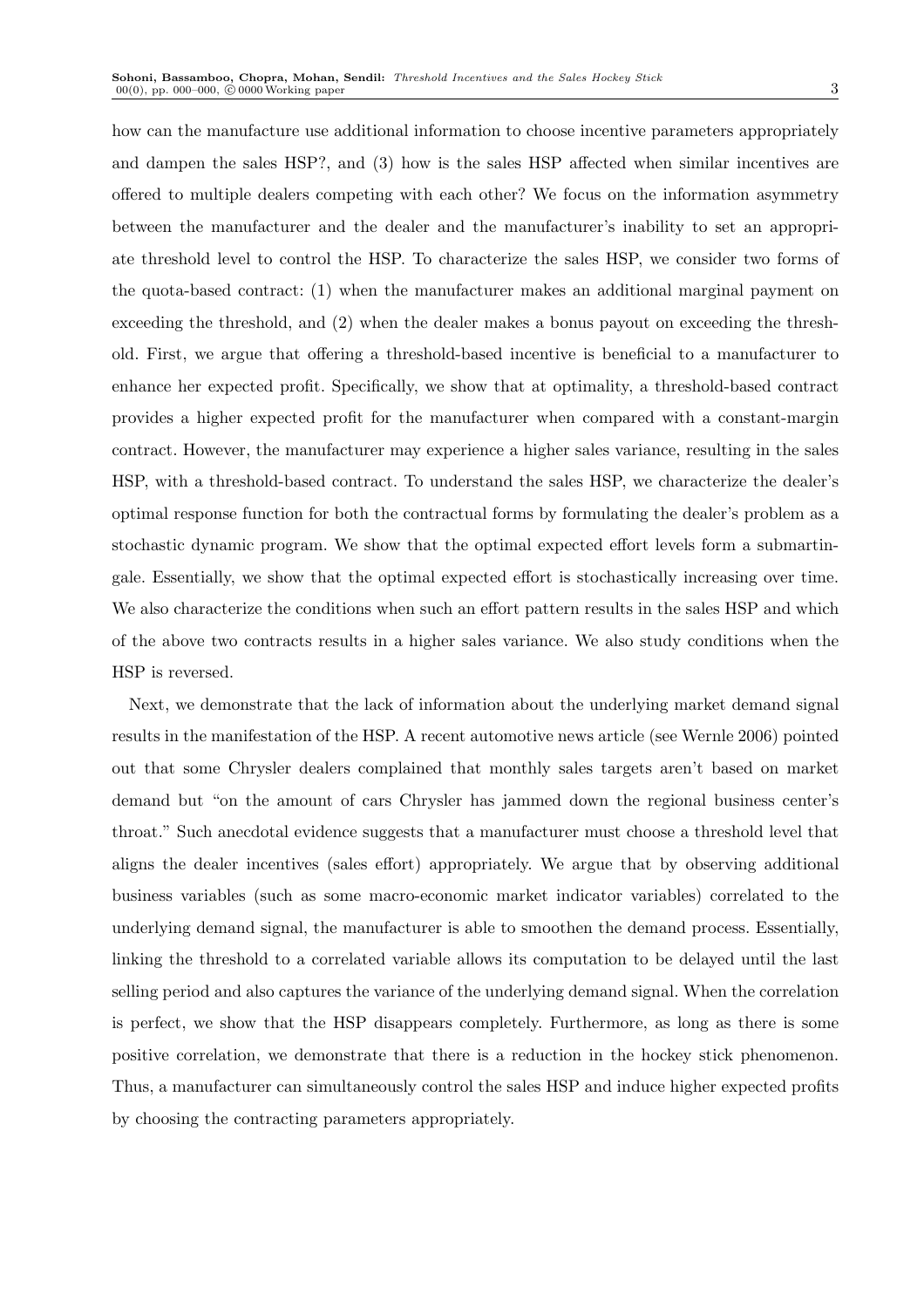how can the manufacture use additional information to choose incentive parameters appropriately and dampen the sales HSP?, and (3) how is the sales HSP affected when similar incentives are offered to multiple dealers competing with each other? We focus on the information asymmetry between the manufacturer and the dealer and the manufacturer's inability to set an appropriate threshold level to control the HSP. To characterize the sales HSP, we consider two forms of the quota-based contract: (1) when the manufacturer makes an additional marginal payment on exceeding the threshold, and (2) when the dealer makes a bonus payout on exceeding the threshold. First, we argue that offering a threshold-based incentive is beneficial to a manufacturer to enhance her expected profit. Specifically, we show that at optimality, a threshold-based contract provides a higher expected profit for the manufacturer when compared with a constant-margin contract. However, the manufacturer may experience a higher sales variance, resulting in the sales HSP, with a threshold-based contract. To understand the sales HSP, we characterize the dealer's optimal response function for both the contractual forms by formulating the dealer's problem as a stochastic dynamic program. We show that the optimal expected effort levels form a submartingale. Essentially, we show that the optimal expected effort is stochastically increasing over time. We also characterize the conditions when such an effort pattern results in the sales HSP and which of the above two contracts results in a higher sales variance. We also study conditions when the HSP is reversed.

Next, we demonstrate that the lack of information about the underlying market demand signal results in the manifestation of the HSP. A recent automotive news article (see Wernle 2006) pointed out that some Chrysler dealers complained that monthly sales targets aren't based on market demand but "on the amount of cars Chrysler has jammed down the regional business center's throat." Such anecdotal evidence suggests that a manufacturer must choose a threshold level that aligns the dealer incentives (sales effort) appropriately. We argue that by observing additional business variables (such as some macro-economic market indicator variables) correlated to the underlying demand signal, the manufacturer is able to smoothen the demand process. Essentially, linking the threshold to a correlated variable allows its computation to be delayed until the last selling period and also captures the variance of the underlying demand signal. When the correlation is perfect, we show that the HSP disappears completely. Furthermore, as long as there is some positive correlation, we demonstrate that there is a reduction in the hockey stick phenomenon. Thus, a manufacturer can simultaneously control the sales HSP and induce higher expected profits by choosing the contracting parameters appropriately.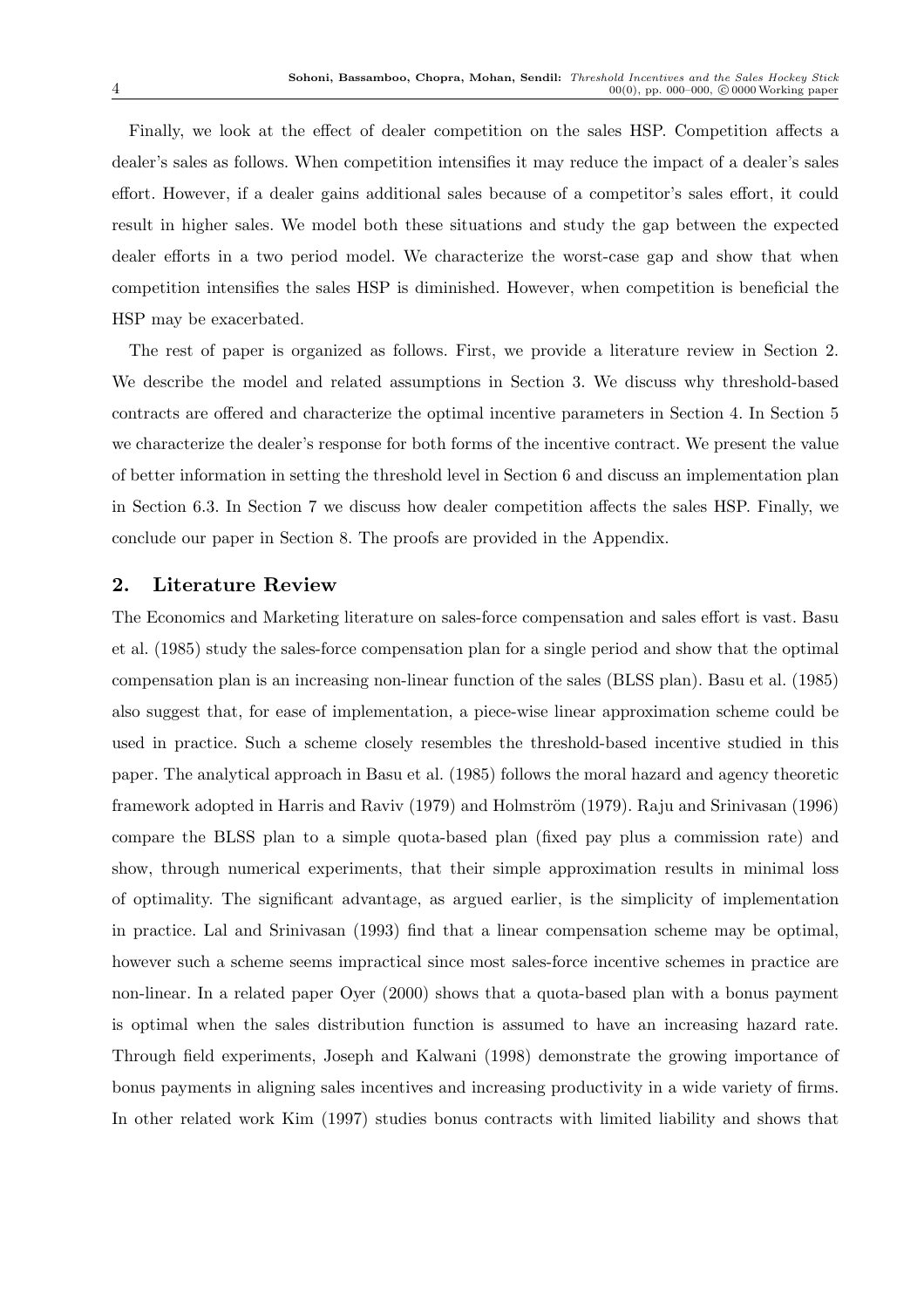Finally, we look at the effect of dealer competition on the sales HSP. Competition affects a dealer's sales as follows. When competition intensifies it may reduce the impact of a dealer's sales effort. However, if a dealer gains additional sales because of a competitor's sales effort, it could result in higher sales. We model both these situations and study the gap between the expected dealer efforts in a two period model. We characterize the worst-case gap and show that when competition intensifies the sales HSP is diminished. However, when competition is beneficial the HSP may be exacerbated.

The rest of paper is organized as follows. First, we provide a literature review in Section 2. We describe the model and related assumptions in Section 3. We discuss why threshold-based contracts are offered and characterize the optimal incentive parameters in Section 4. In Section 5 we characterize the dealer's response for both forms of the incentive contract. We present the value of better information in setting the threshold level in Section 6 and discuss an implementation plan in Section 6.3. In Section 7 we discuss how dealer competition affects the sales HSP. Finally, we conclude our paper in Section 8. The proofs are provided in the Appendix.

## 2. Literature Review

The Economics and Marketing literature on sales-force compensation and sales effort is vast. Basu et al. (1985) study the sales-force compensation plan for a single period and show that the optimal compensation plan is an increasing non-linear function of the sales (BLSS plan). Basu et al. (1985) also suggest that, for ease of implementation, a piece-wise linear approximation scheme could be used in practice. Such a scheme closely resembles the threshold-based incentive studied in this paper. The analytical approach in Basu et al. (1985) follows the moral hazard and agency theoretic framework adopted in Harris and Raviv (1979) and Holmström (1979). Raju and Srinivasan (1996) compare the BLSS plan to a simple quota-based plan (fixed pay plus a commission rate) and show, through numerical experiments, that their simple approximation results in minimal loss of optimality. The significant advantage, as argued earlier, is the simplicity of implementation in practice. Lal and Srinivasan (1993) find that a linear compensation scheme may be optimal, however such a scheme seems impractical since most sales-force incentive schemes in practice are non-linear. In a related paper Oyer (2000) shows that a quota-based plan with a bonus payment is optimal when the sales distribution function is assumed to have an increasing hazard rate. Through field experiments, Joseph and Kalwani (1998) demonstrate the growing importance of bonus payments in aligning sales incentives and increasing productivity in a wide variety of firms. In other related work Kim (1997) studies bonus contracts with limited liability and shows that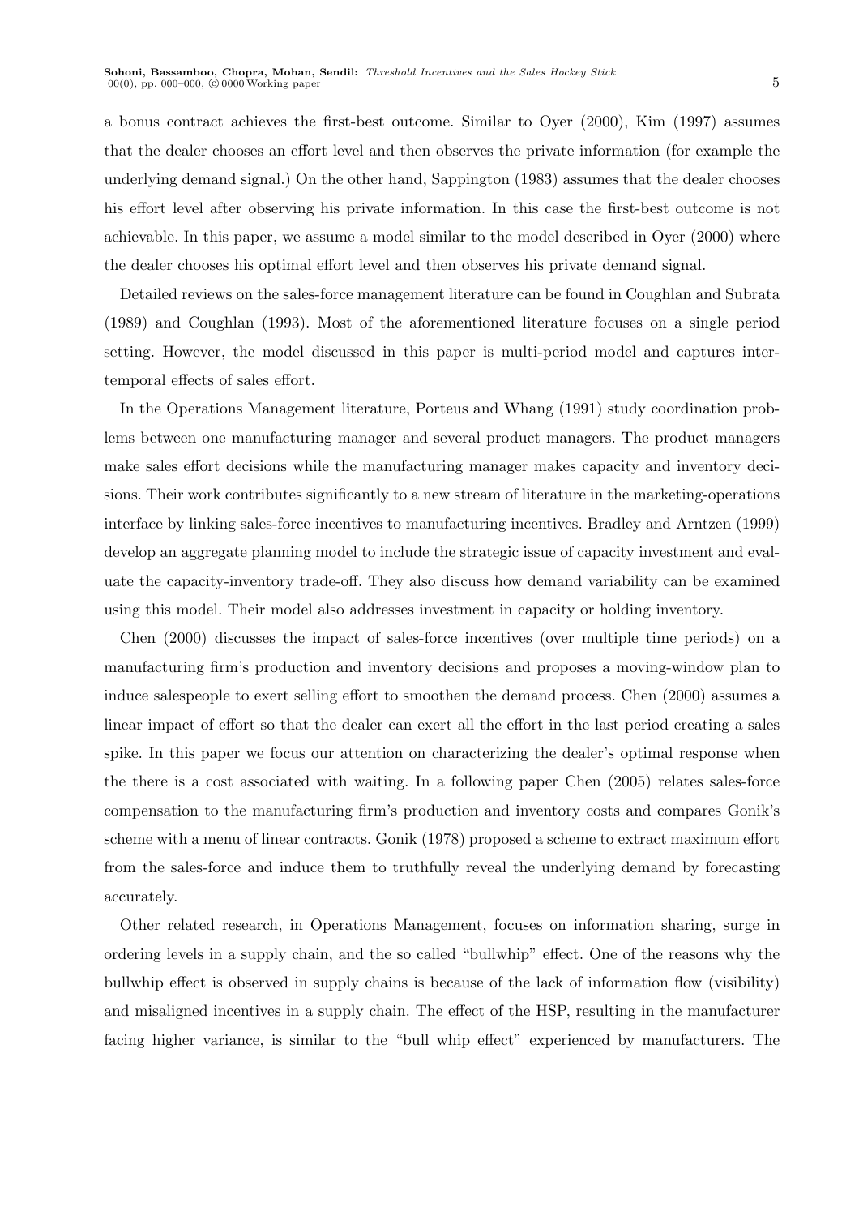a bonus contract achieves the first-best outcome. Similar to Oyer (2000), Kim (1997) assumes that the dealer chooses an effort level and then observes the private information (for example the underlying demand signal.) On the other hand, Sappington (1983) assumes that the dealer chooses his effort level after observing his private information. In this case the first-best outcome is not achievable. In this paper, we assume a model similar to the model described in Oyer (2000) where the dealer chooses his optimal effort level and then observes his private demand signal.

Detailed reviews on the sales-force management literature can be found in Coughlan and Subrata (1989) and Coughlan (1993). Most of the aforementioned literature focuses on a single period setting. However, the model discussed in this paper is multi-period model and captures inter-temporal effects of sales effort.

In the Operations Management literature, Porteus and Whang (1991) study coordination problems between one manufacturing manager and several product managers. The product managers make sales effort decisions while the manufacturing manager makes capacity and inventory decisions. Their work contributes significantly to a new stream of literature in the marketing-operations interface by linking sales-force incentives to manufacturing incentives. Bradley and Arntzen (1999) develop an aggregate planning model to include the strategic issue of capacity investment and evaluate the capacity-inventory trade-off. They also discuss how demand variability can be examined using this model. Their model also addresses investment in capacity or holding inventory.

Chen (2000) discusses the impact of sales-force incentives (over multiple time periods) on a manufacturing firm's production and inventory decisions and proposes a moving-window plan to induce salespeople to exert selling effort to smoothen the demand process. Chen (2000) assumes a linear impact of effort so that the dealer can exert all the effort in the last period creating a sales spike. In this paper we focus our attention on characterizing the dealer's optimal response when the there is a cost associated with waiting. In a following paper Chen (2005) relates sales-force compensation to the manufacturing firm's production and inventory costs and compares Gonik's scheme with a menu of linear contracts. Gonik (1978) proposed a scheme to extract maximum effort from the sales-force and induce them to truthfully reveal the underlying demand by forecasting accurately.

Other related research, in Operations Management, focuses on information sharing, surge in ordering levels in a supply chain, and the so called "bullwhip" effect. One of the reasons why the bullwhip effect is observed in supply chains is because of the lack of information flow (visibility) and misaligned incentives in a supply chain. The effect of the HSP, resulting in the manufacturer facing higher variance, is similar to the "bull whip effect" experienced by manufacturers. The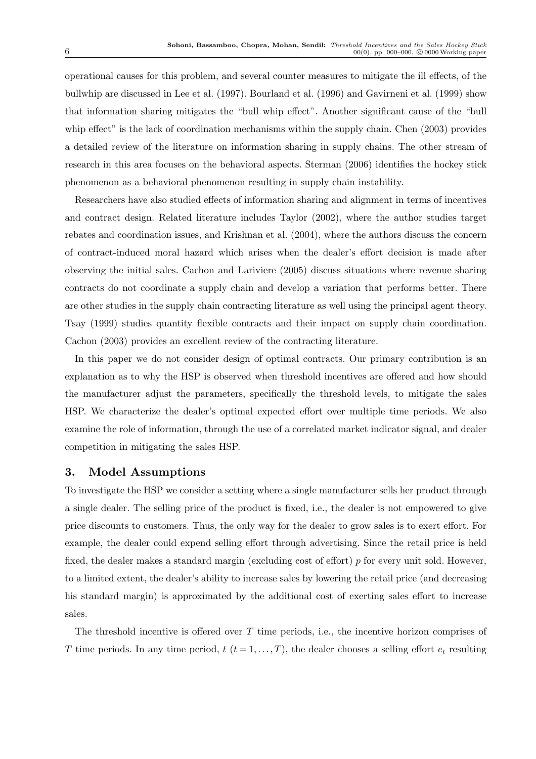operational causes for this problem, and several counter measures to mitigate the ill effects, of the bullwhip are discussed in Lee et al. (1997). Bourland et al. (1996) and Gavirneni et al. (1999) show that information sharing mitigates the "bull whip effect". Another significant cause of the "bull whip effect" is the lack of coordination mechanisms within the supply chain. Chen (2003) provides a detailed review of the literature on information sharing in supply chains. The other stream of research in this area focuses on the behavioral aspects. Sterman (2006) identifies the hockey stick phenomenon as a behavioral phenomenon resulting in supply chain instability.

Researchers have also studied effects of information sharing and alignment in terms of incentives and contract design. Related literature includes Taylor (2002), where the author studies target rebates and coordination issues, and Krishnan et al. (2004), where the authors discuss the concern of contract-induced moral hazard which arises when the dealer's effort decision is made after observing the initial sales. Cachon and Lariviere (2005) discuss situations where revenue sharing contracts do not coordinate a supply chain and develop a variation that performs better. There are other studies in the supply chain contracting literature as well using the principal agent theory. Tsay (1999) studies quantity flexible contracts and their impact on supply chain coordination. Cachon (2003) provides an excellent review of the contracting literature.

In this paper we do not consider design of optimal contracts. Our primary contribution is an explanation as to why the HSP is observed when threshold incentives are offered and how should the manufacturer adjust the parameters, specifically the threshold levels, to mitigate the sales HSP. We characterize the dealer's optimal expected effort over multiple time periods. We also examine the role of information, through the use of a correlated market indicator signal, and dealer competition in mitigating the sales HSP.

## 3. Model Assumptions

To investigate the HSP we consider a setting where a single manufacturer sells her product through a single dealer. The selling price of the product is fixed, i.e., the dealer is not empowered to give price discounts to customers. Thus, the only way for the dealer to grow sales is to exert effort. For example, the dealer could expend selling effort through advertising. Since the retail price is held fixed, the dealer makes a standard margin (excluding cost of effort) $p$ for every unit sold. However, to a limited extent, the dealer's ability to increase sales by lowering the retail price (and decreasing his standard margin) is approximated by the additional cost of exerting sales effort to increase sales.

The threshold incentive is offered over $T$ time periods, i.e., the incentive horizon comprises of $T$ time periods. In any time period, $t$ $(t = 1, \ldots, T)$, the dealer chooses a selling effort $e_t$ resulting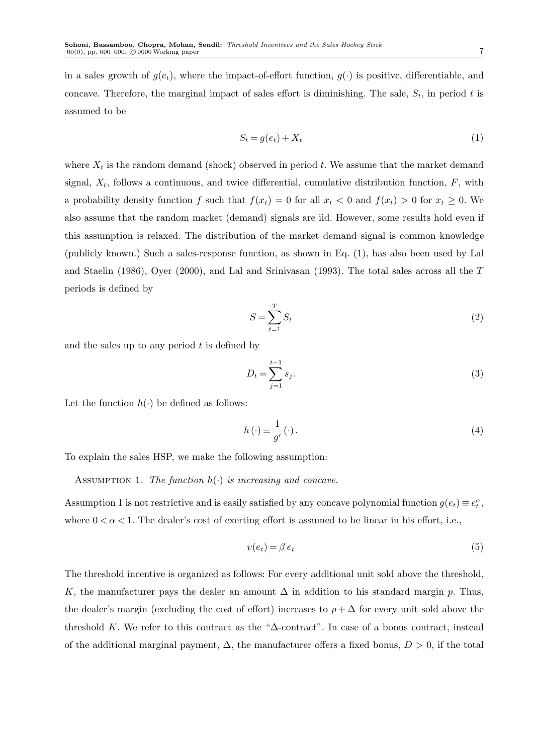in a sales growth of $g(e_t)$, where the impact-of-effort function, $g(\cdot)$ is positive, differentiable, and concave. Therefore, the marginal impact of sales effort is diminishing. The sale, $S_t$, in period $t$ is assumed to be

$$S_t = g(e_t) + X_t \tag{1}$$

where $X_t$ is the random demand (shock) observed in period $t$. We assume that the market demand signal, $X_t$, follows a continuous, and twice differential, cumulative distribution function, $F$, with a probability density function $f$ such that $f(x_t) = 0$ for all $x_t < 0$ and $f(x_t) > 0$ for $x_t \geq 0$. We also assume that the random market (demand) signals are iid. However, some results hold even if this assumption is relaxed. The distribution of the market demand signal is common knowledge (publicly known.) Such a sales-response function, as shown in Eq. (1), has also been used by Lal and Staelin (1986), Oyer (2000), and Lal and Srinivasan (1993). The total sales across all the $T$ periods is defined by

$$S = \sum_{t=1}^{T} S_t \tag{2}$$

and the sales up to any period $t$ is defined by

$$D_t = \sum_{j=1}^{t-1} s_j. \tag{3}$$

Let the function $h(\cdot)$ be defined as follows:

$$h(\cdot) \equiv \frac{1}{g'}(\cdot). \tag{4}$$

To explain the sales HSP, we make the following assumption:

Assumption 1. *The function $h(\cdot)$ is increasing and concave.*

Assumption 1 is not restrictive and is easily satisfied by any concave polynomial function $g(e_t) \equiv e_t^{\alpha}$, where $0 < \alpha < 1$. The dealer's cost of exerting effort is assumed to be linear in his effort, i.e.,

$$v(e_t) = \beta\, e_t \tag{5}$$

The threshold incentive is organized as follows: For every additional unit sold above the threshold, $K$, the manufacturer pays the dealer an amount $\Delta$ in addition to his standard margin $p$. Thus, the dealer's margin (excluding the cost of effort) increases to $p + \Delta$ for every unit sold above the threshold $K$. We refer to this contract as the "$\Delta$-contract". In case of a bonus contract, instead of the additional marginal payment, $\Delta$, the manufacturer offers a fixed bonus, $D > 0$, if the total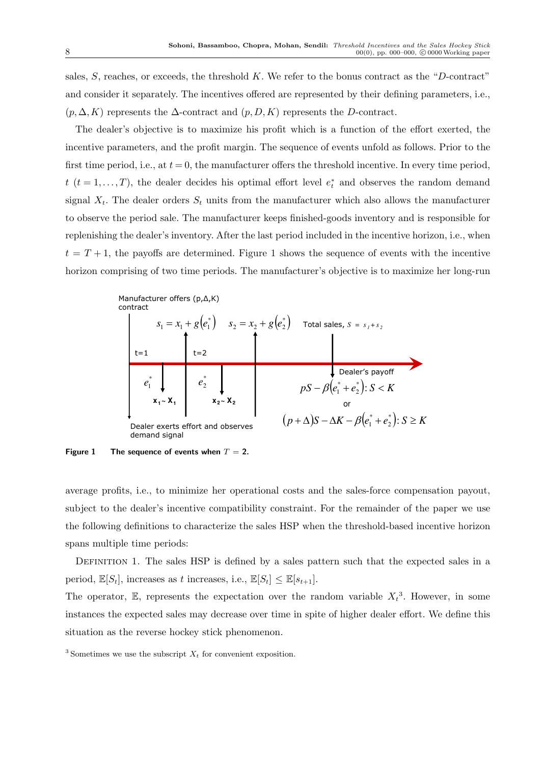sales, $S$, reaches, or exceeds, the threshold $K$. We refer to the bonus contract as the "$D$-contract" and consider it separately. The incentives offered are represented by their defining parameters, i.e., $(p, \Delta, K)$ represents the $\Delta$-contract and $(p, D, K)$ represents the $D$-contract.

The dealer's objective is to maximize his profit which is a function of the effort exerted, the incentive parameters, and the profit margin. The sequence of events unfold as follows. Prior to the first time period, i.e., at $t = 0$, the manufacturer offers the threshold incentive. In every time period, $t$ $(t = 1, \ldots, T)$, the dealer decides his optimal effort level $e_t^*$ and observes the random demand signal $X_t$. The dealer orders $S_t$ units from the manufacturer which also allows the manufacturer to observe the period sale. The manufacturer keeps finished-goods inventory and is responsible for replenishing the dealer's inventory. After the last period included in the incentive horizon, i.e., when $t = T + 1$, the payoffs are determined. Figure 1 shows the sequence of events with the incentive horizon comprising of two time periods. The manufacturer's objective is to maximize her long-run

Manufacturer offers (p,Δ,K) contract

$s_1 = x_1 + g(e_1^*)$ $\quad$ $s_2 = x_2 + g(e_2^*)$ $\quad$ Total sales, $S = s_1 + s_2$

t=1 $\quad$ t=2

$e_1^*$ $\quad$ $x_1 \sim X_1$ $\quad$ $e_2^*$ $\quad$ $x_2 \sim X_2$

Dealer exerts effort and observes demand signal

Dealer's payoff

$pS - \beta(e_1^* + e_2^*): S < K$

or

$(p + \Delta)S - \Delta K - \beta(e_1^* + e_2^*): S \geq K$

**Figure 1** **The sequence of events when $T = 2$.**

average profits, i.e., to minimize her operational costs and the sales-force compensation payout, subject to the dealer's incentive compatibility constraint. For the remainder of the paper we use the following definitions to characterize the sales HSP when the threshold-based incentive horizon spans multiple time periods:

Definition 1. The sales HSP is defined by a sales pattern such that the expected sales in a period, $\mathbb{E}[S_t]$, increases as $t$ increases, i.e., $\mathbb{E}[S_t] \leq \mathbb{E}[s_{t+1}]$.

The operator, $\mathbb{E}$, represents the expectation over the random variable $X_t$[3]. However, in some instances the expected sales may decrease over time in spite of higher dealer effort. We define this situation as the reverse hockey stick phenomenon.

[3] Sometimes we use the subscript $X_t$ for convenient exposition.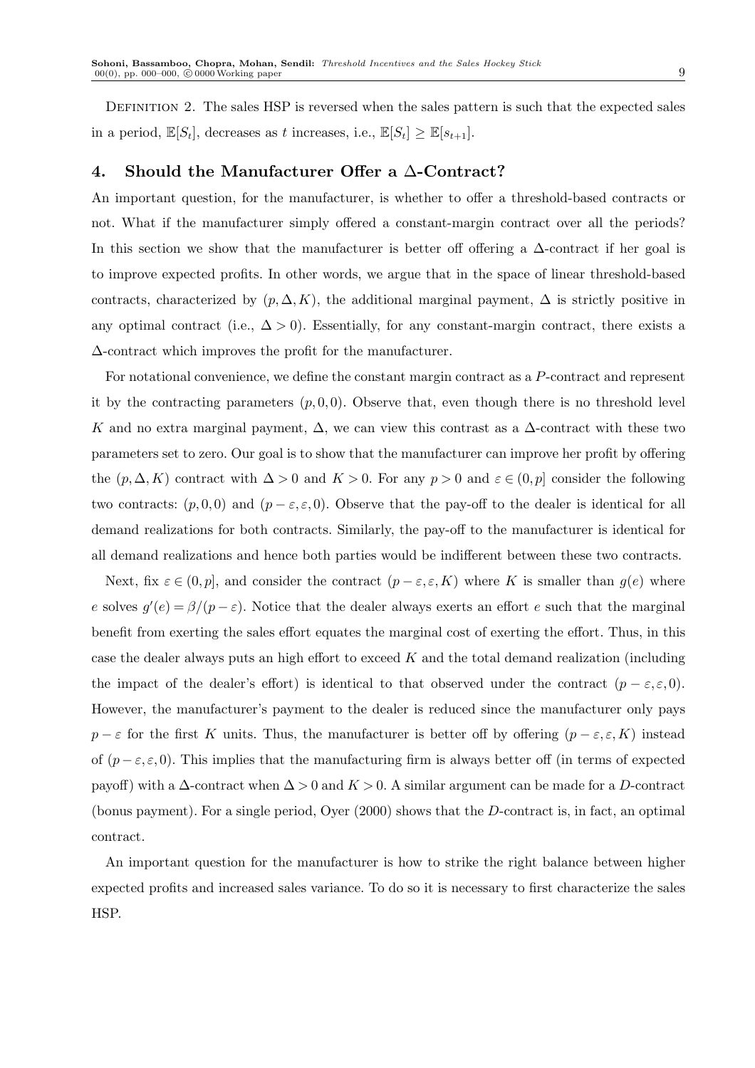Definition 2. The sales HSP is reversed when the sales pattern is such that the expected sales in a period, $\mathbb{E}[S_t]$, decreases as $t$ increases, i.e., $\mathbb{E}[S_t] \geq \mathbb{E}[s_{t+1}]$.

## 4. Should the Manufacturer Offer a Δ-Contract?

An important question, for the manufacturer, is whether to offer a threshold-based contracts or not. What if the manufacturer simply offered a constant-margin contract over all the periods? In this section we show that the manufacturer is better off offering a $\Delta$-contract if her goal is to improve expected profits. In other words, we argue that in the space of linear threshold-based contracts, characterized by $(p, \Delta, K)$, the additional marginal payment, $\Delta$ is strictly positive in any optimal contract (i.e., $\Delta > 0$). Essentially, for any constant-margin contract, there exists a $\Delta$-contract which improves the profit for the manufacturer.

For notational convenience, we define the constant margin contract as a $P$-contract and represent it by the contracting parameters $(p, 0, 0)$. Observe that, even though there is no threshold level $K$ and no extra marginal payment, $\Delta$, we can view this contrast as a $\Delta$-contract with these two parameters set to zero. Our goal is to show that the manufacturer can improve her profit by offering the $(p, \Delta, K)$ contract with $\Delta > 0$ and $K > 0$. For any $p > 0$ and $\varepsilon \in (0, p]$ consider the following two contracts: $(p, 0, 0)$ and $(p - \varepsilon, \varepsilon, 0)$. Observe that the pay-off to the dealer is identical for all demand realizations for both contracts. Similarly, the pay-off to the manufacturer is identical for all demand realizations and hence both parties would be indifferent between these two contracts.

Next, fix $\varepsilon \in (0, p]$, and consider the contract $(p - \varepsilon, \varepsilon, K)$ where $K$ is smaller than $g(e)$ where $e$ solves $g'(e) = \beta/(p - \varepsilon)$. Notice that the dealer always exerts an effort $e$ such that the marginal benefit from exerting the sales effort equates the marginal cost of exerting the effort. Thus, in this case the dealer always puts an high effort to exceed $K$ and the total demand realization (including the impact of the dealer's effort) is identical to that observed under the contract $(p - \varepsilon, \varepsilon, 0)$. However, the manufacturer's payment to the dealer is reduced since the manufacturer only pays $p - \varepsilon$ for the first $K$ units. Thus, the manufacturer is better off by offering $(p - \varepsilon, \varepsilon, K)$ instead of $(p - \varepsilon, \varepsilon, 0)$. This implies that the manufacturing firm is always better off (in terms of expected payoff) with a $\Delta$-contract when $\Delta > 0$ and $K > 0$. A similar argument can be made for a $D$-contract (bonus payment). For a single period, Oyer (2000) shows that the $D$-contract is, in fact, an optimal contract.

An important question for the manufacturer is how to strike the right balance between higher expected profits and increased sales variance. To do so it is necessary to first characterize the sales HSP.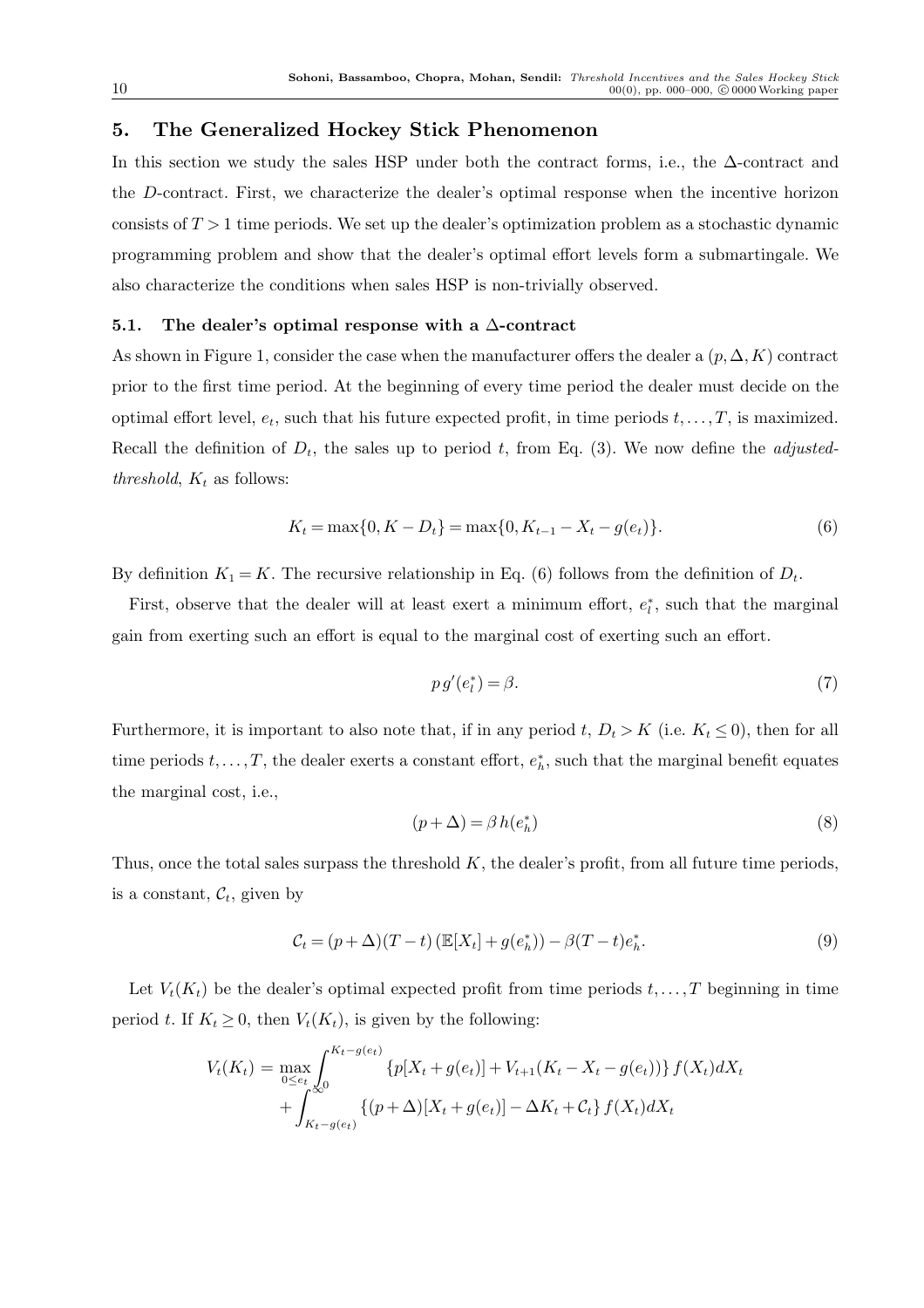## 5. The Generalized Hockey Stick Phenomenon

In this section we study the sales HSP under both the contract forms, i.e., the $\Delta$-contract and the $D$-contract. First, we characterize the dealer's optimal response when the incentive horizon consists of $T > 1$ time periods. We set up the dealer's optimization problem as a stochastic dynamic programming problem and show that the dealer's optimal effort levels form a submartingale. We also characterize the conditions when sales HSP is non-trivially observed.

### 5.1. The dealer's optimal response with a $\Delta$-contract

As shown in Figure 1, consider the case when the manufacturer offers the dealer a $(p, \Delta, K)$ contract prior to the first time period. At the beginning of every time period the dealer must decide on the optimal effort level, $e_t$, such that his future expected profit, in time periods $t, \ldots, T$, is maximized. Recall the definition of $D_t$, the sales up to period $t$, from Eq. (3). We now define the *adjusted-threshold*, $K_t$ as follows:

$$K_t = \max\{0, K - D_t\} = \max\{0, K_{t-1} - X_t - g(e_t)\}. \tag{6}$$

By definition $K_1 = K$. The recursive relationship in Eq. (6) follows from the definition of $D_t$.

First, observe that the dealer will at least exert a minimum effort, $e_l^*$, such that the marginal gain from exerting such an effort is equal to the marginal cost of exerting such an effort.

$$p\, g'(e_l^*) = \beta. \tag{7}$$

Furthermore, it is important to also note that, if in any period $t$, $D_t > K$ (i.e. $K_t \leq 0$), then for all time periods $t, \ldots, T$, the dealer exerts a constant effort, $e_h^*$, such that the marginal benefit equates the marginal cost, i.e.,

$$(p + \Delta) = \beta\, h(e_h^*) \tag{8}$$

Thus, once the total sales surpass the threshold $K$, the dealer's profit, from all future time periods, is a constant, $\mathcal{C}_t$, given by

$$\mathcal{C}_t = (p + \Delta)(T - t)\left(\mathbb{E}[X_t] + g(e_h^*)\right) - \beta(T - t)e_h^*. \tag{9}$$

Let $V_t(K_t)$ be the dealer's optimal expected profit from time periods $t, \ldots, T$ beginning in time period $t$. If $K_t \geq 0$, then $V_t(K_t)$, is given by the following:

$$\begin{aligned} V_t(K_t) = \max_{0 \leq e_t} & \int_0^{K_t - g(e_t)} \{p[X_t + g(e_t)] + V_{t+1}(K_t - X_t - g(e_t))\} f(X_t) dX_t \\ & + \int_{K_t - g(e_t)}^{\infty} \{(p + \Delta)[X_t + g(e_t)] - \Delta K_t + \mathcal{C}_t\} f(X_t) dX_t \end{aligned}$$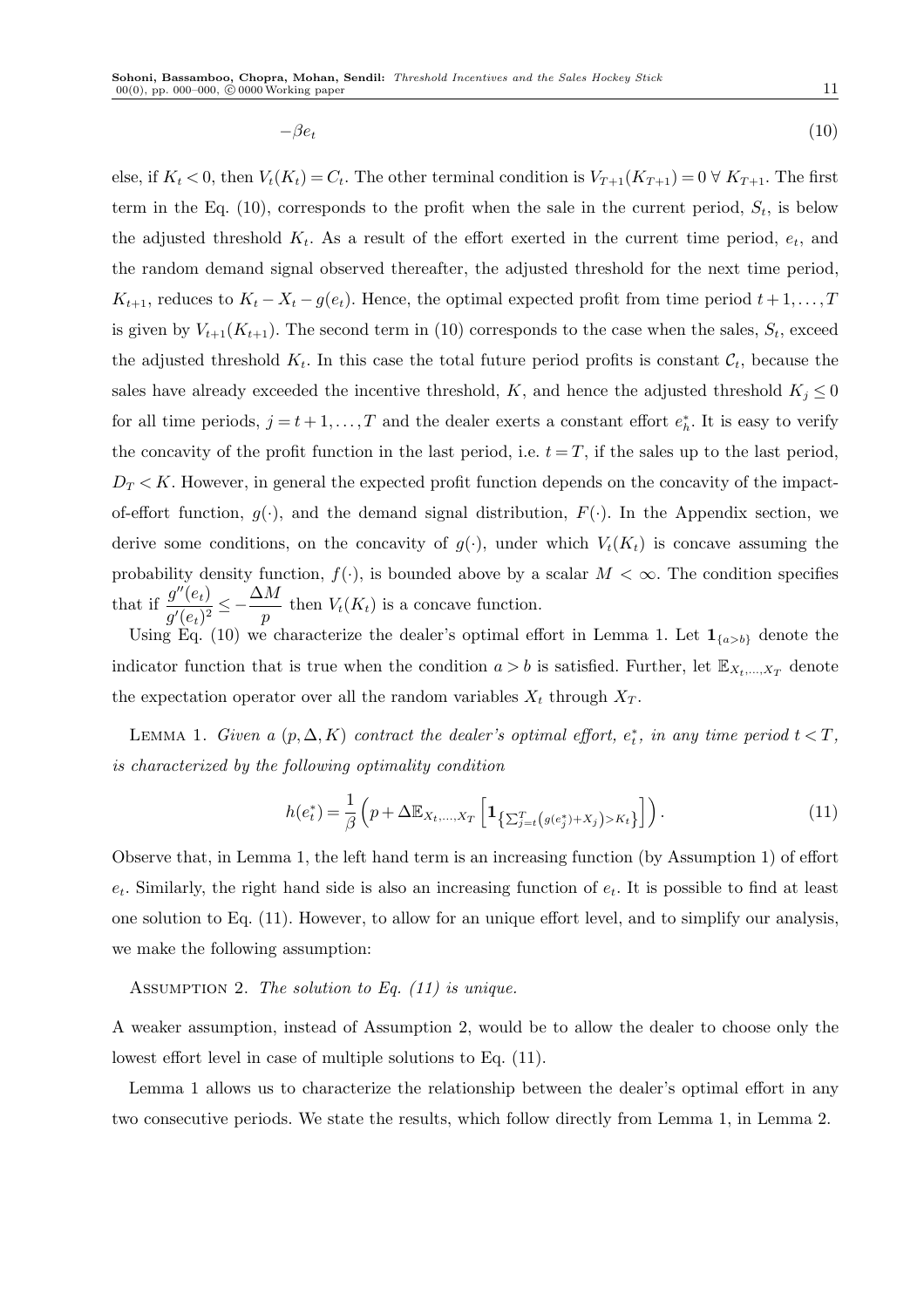$$-\beta e_t \tag{10}$$

else, if $K_t < 0$, then $V_t(K_t) = \mathcal{C}_t$. The other terminal condition is $V_{T+1}(K_{T+1}) = 0 \; \forall \; K_{T+1}$. The first term in the Eq. (10), corresponds to the profit when the sale in the current period, $S_t$, is below the adjusted threshold $K_t$. As a result of the effort exerted in the current time period, $e_t$, and the random demand signal observed thereafter, the adjusted threshold for the next time period, $K_{t+1}$, reduces to $K_t - X_t - g(e_t)$. Hence, the optimal expected profit from time period $t+1, \ldots, T$ is given by $V_{t+1}(K_{t+1})$. The second term in (10) corresponds to the case when the sales, $S_t$, exceed the adjusted threshold $K_t$. In this case the total future period profits is constant $\mathcal{C}_t$, because the sales have already exceeded the incentive threshold, $K$, and hence the adjusted threshold $K_j \leq 0$ for all time periods, $j = t+1, \ldots, T$ and the dealer exerts a constant effort $e_h^*$. It is easy to verify the concavity of the profit function in the last period, i.e. $t = T$, if the sales up to the last period, $D_T < K$. However, in general the expected profit function depends on the concavity of the impact-of-effort function, $g(\cdot)$, and the demand signal distribution, $F(\cdot)$. In the Appendix section, we derive some conditions, on the concavity of $g(\cdot)$, under which $V_t(K_t)$ is concave assuming the probability density function, $f(\cdot)$, is bounded above by a scalar $M < \infty$. The condition specifies that if $\frac{g''(e_t)}{g'(e_t)^2} \leq -\frac{\Delta M}{p}$ then $V_t(K_t)$ is a concave function.

Using Eq. (10) we characterize the dealer's optimal effort in Lemma 1. Let $\mathbf{1}_{\{a>b\}}$ denote the indicator function that is true when the condition $a > b$ is satisfied. Further, let $\mathbb{E}_{X_t,\ldots,X_T}$ denote the expectation operator over all the random variables $X_t$ through $X_T$.

Lemma 1. *Given a $(p, \Delta, K)$ contract the dealer's optimal effort, $e_t^*$, in any time period $t < T$, is characterized by the following optimality condition*

$$h(e_t^*) = \frac{1}{\beta}\left(p + \Delta \mathbb{E}_{X_t,\ldots,X_T}\left[\mathbf{1}_{\left\{\sum_{j=t}^{T}\left(g(e_j^*)+X_j\right) > K_t\right\}}\right]\right). \tag{11}$$

Observe that, in Lemma 1, the left hand term is an increasing function (by Assumption 1) of effort $e_t$. Similarly, the right hand side is also an increasing function of $e_t$. It is possible to find at least one solution to Eq. (11). However, to allow for an unique effort level, and to simplify our analysis, we make the following assumption:

Assumption 2. *The solution to Eq. (11) is unique.*

A weaker assumption, instead of Assumption 2, would be to allow the dealer to choose only the lowest effort level in case of multiple solutions to Eq. (11).

Lemma 1 allows us to characterize the relationship between the dealer's optimal effort in any two consecutive periods. We state the results, which follow directly from Lemma 1, in Lemma 2.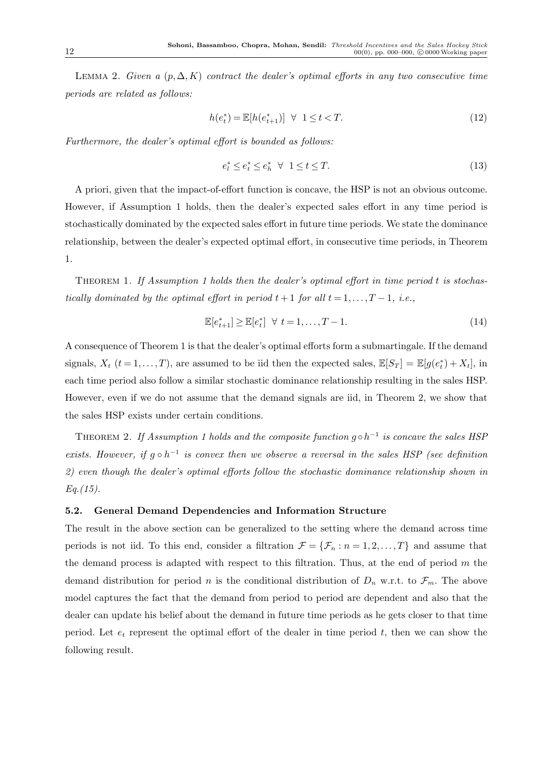LEMMA 2. *Given a $(p, \Delta, K)$ contract the dealer's optimal efforts in any two consecutive time periods are related as follows:*

$$h(e_t^*) = \mathbb{E}[h(e_{t+1}^*)] \ \ \forall \ \ 1 \leq t < T. \tag{12}$$

*Furthermore, the dealer's optimal effort is bounded as follows:*

$$e_l^* \leq e_t^* \leq e_h^* \ \ \forall \ \ 1 \leq t \leq T. \tag{13}$$

A priori, given that the impact-of-effort function is concave, the HSP is not an obvious outcome. However, if Assumption 1 holds, then the dealer's expected sales effort in any time period is stochastically dominated by the expected sales effort in future time periods. We state the dominance relationship, between the dealer's expected optimal effort, in consecutive time periods, in Theorem 1.

THEOREM 1. *If Assumption 1 holds then the dealer's optimal effort in time period $t$ is stochastically dominated by the optimal effort in period $t+1$ for all $t = 1, \ldots, T-1$, i.e.,*

$$\mathbb{E}[e_{t+1}^*] \geq \mathbb{E}[e_t^*] \ \ \forall \ t = 1, \ldots, T-1. \tag{14}$$

A consequence of Theorem 1 is that the dealer's optimal efforts form a submartingale. If the demand signals, $X_t$ $(t = 1, \ldots, T)$, are assumed to be iid then the expected sales, $\mathbb{E}[S_T] = \mathbb{E}[g(e_t^*) + X_t]$, in each time period also follow a similar stochastic dominance relationship resulting in the sales HSP. However, even if we do not assume that the demand signals are iid, in Theorem 2, we show that the sales HSP exists under certain conditions.

THEOREM 2. *If Assumption 1 holds and the composite function $g \circ h^{-1}$ is concave the sales HSP exists. However, if $g \circ h^{-1}$ is convex then we observe a reversal in the sales HSP (see definition 2) even though the dealer's optimal efforts follow the stochastic dominance relationship shown in Eq.(15).*

### 5.2. General Demand Dependencies and Information Structure

The result in the above section can be generalized to the setting where the demand across time periods is not iid. To this end, consider a filtration $\mathcal{F} = \{\mathcal{F}_n : n = 1, 2, \ldots, T\}$ and assume that the demand process is adapted with respect to this filtration. Thus, at the end of period $m$ the demand distribution for period $n$ is the conditional distribution of $D_n$ w.r.t. to $\mathcal{F}_m$. The above model captures the fact that the demand from period to period are dependent and also that the dealer can update his belief about the demand in future time periods as he gets closer to that time period. Let $e_t$ represent the optimal effort of the dealer in time period $t$, then we can show the following result.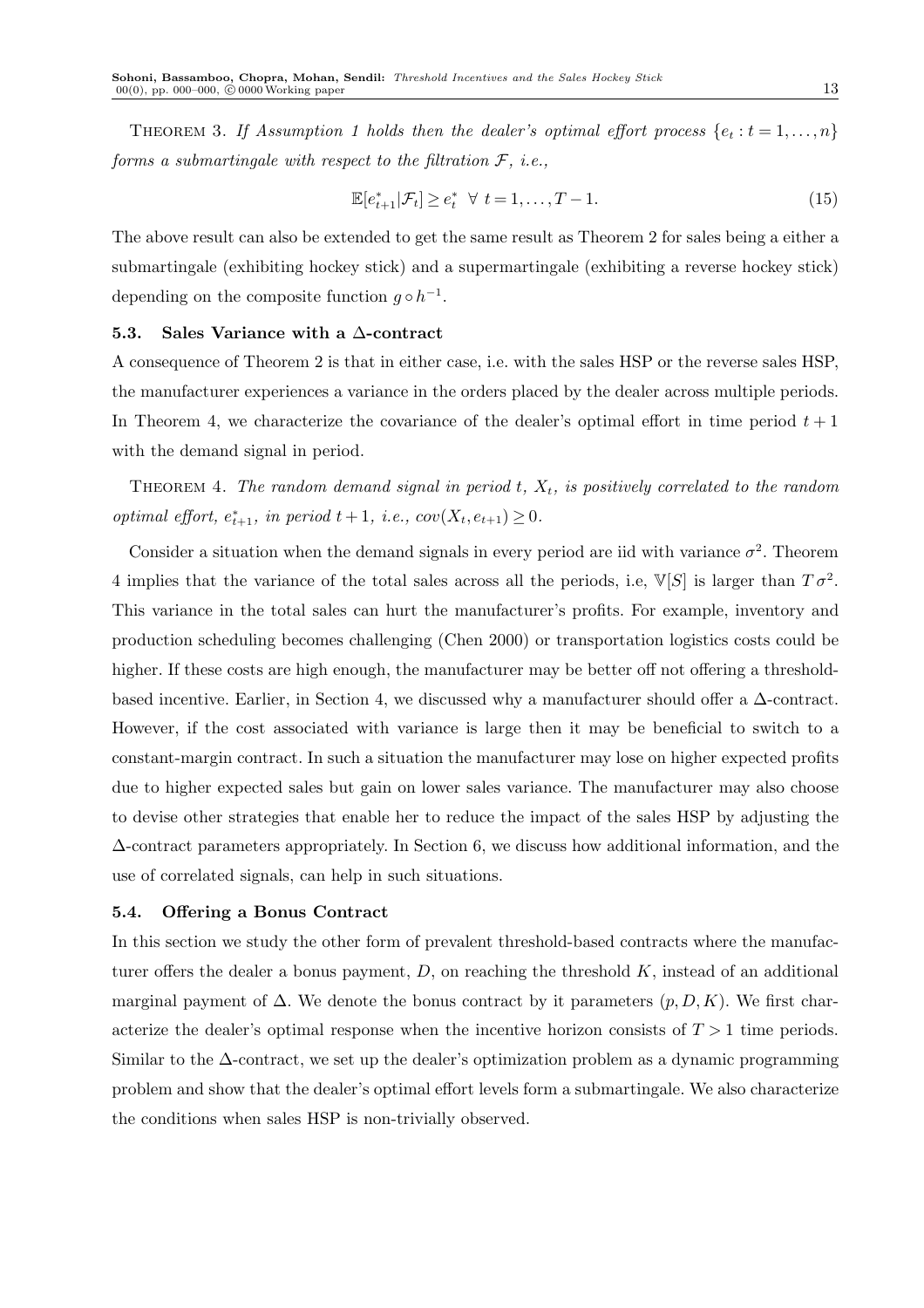**Theorem 3.** *If Assumption 1 holds then the dealer's optimal effort process $\{e_t : t = 1, \ldots, n\}$ forms a submartingale with respect to the filtration $\mathcal{F}$, i.e.,*

$$\mathbb{E}[e^*_{t+1}|\mathcal{F}_t] \geq e^*_t \;\; \forall \; t = 1, \ldots, T-1. \tag{15}$$

The above result can also be extended to get the same result as Theorem 2 for sales being a either a submartingale (exhibiting hockey stick) and a supermartingale (exhibiting a reverse hockey stick) depending on the composite function $g \circ h^{-1}$.

### 5.3. Sales Variance with a Δ-contract

A consequence of Theorem 2 is that in either case, i.e. with the sales HSP or the reverse sales HSP, the manufacturer experiences a variance in the orders placed by the dealer across multiple periods. In Theorem 4, we characterize the covariance of the dealer's optimal effort in time period $t+1$ with the demand signal in period.

**Theorem 4.** *The random demand signal in period $t$, $X_t$, is positively correlated to the random optimal effort, $e^*_{t+1}$, in period $t+1$, i.e., $cov(X_t, e_{t+1}) \geq 0$.*

Consider a situation when the demand signals in every period are iid with variance $\sigma^2$. Theorem 4 implies that the variance of the total sales across all the periods, i.e, $\mathbb{V}[S]$ is larger than $T\sigma^2$. This variance in the total sales can hurt the manufacturer's profits. For example, inventory and production scheduling becomes challenging (Chen 2000) or transportation logistics costs could be higher. If these costs are high enough, the manufacturer may be better off not offering a threshold-based incentive. Earlier, in Section 4, we discussed why a manufacturer should offer a Δ-contract. However, if the cost associated with variance is large then it may be beneficial to switch to a constant-margin contract. In such a situation the manufacturer may lose on higher expected profits due to higher expected sales but gain on lower sales variance. The manufacturer may also choose to devise other strategies that enable her to reduce the impact of the sales HSP by adjusting the Δ-contract parameters appropriately. In Section 6, we discuss how additional information, and the use of correlated signals, can help in such situations.

### 5.4. Offering a Bonus Contract

In this section we study the other form of prevalent threshold-based contracts where the manufacturer offers the dealer a bonus payment, $D$, on reaching the threshold $K$, instead of an additional marginal payment of Δ. We denote the bonus contract by it parameters $(p, D, K)$. We first characterize the dealer's optimal response when the incentive horizon consists of $T > 1$ time periods. Similar to the Δ-contract, we set up the dealer's optimization problem as a dynamic programming problem and show that the dealer's optimal effort levels form a submartingale. We also characterize the conditions when sales HSP is non-trivially observed.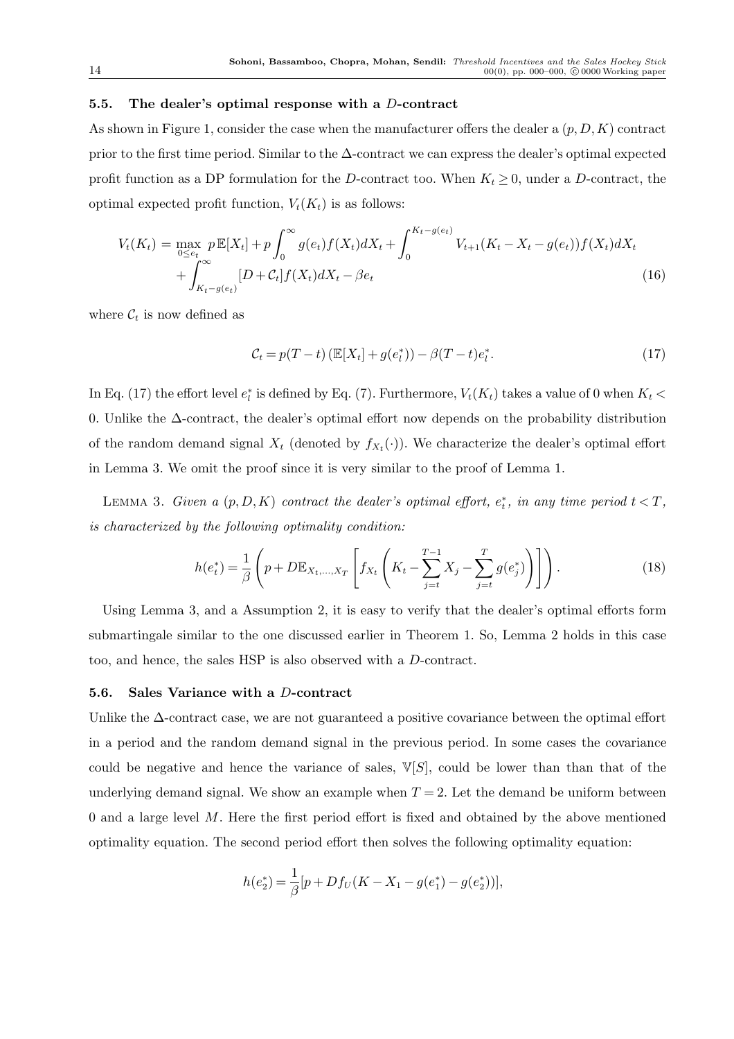### 5.5. The dealer's optimal response with a $D$-contract

As shown in Figure 1, consider the case when the manufacturer offers the dealer a $(p,D,K)$ contract prior to the first time period. Similar to the $\Delta$-contract we can express the dealer's optimal expected profit function as a DP formulation for the $D$-contract too. When $K_t \geq 0$, under a $D$-contract, the optimal expected profit function, $V_t(K_t)$ is as follows:

$$V_t(K_t) = \max_{0 \leq e_t} \; p\,\mathbb{E}[X_t] + p\int_0^\infty g(e_t) f(X_t) dX_t + \int_0^{K_t - g(e_t)} V_{t+1}(K_t - X_t - g(e_t)) f(X_t) dX_t \\ + \int_{K_t - g(e_t)}^\infty [D + \mathcal{C}_t] f(X_t) dX_t - \beta e_t \tag{16}$$

where $\mathcal{C}_t$ is now defined as

$$\mathcal{C}_t = p(T-t)\left(\mathbb{E}[X_t] + g(e_l^*)\right) - \beta(T-t)e_l^*. \tag{17}$$

In Eq. (17) the effort level $e_l^*$ is defined by Eq. (7). Furthermore, $V_t(K_t)$ takes a value of 0 when $K_t < 0$. Unlike the $\Delta$-contract, the dealer's optimal effort now depends on the probability distribution of the random demand signal $X_t$ (denoted by $f_{X_t}(\cdot)$). We characterize the dealer's optimal effort in Lemma 3. We omit the proof since it is very similar to the proof of Lemma 1.

LEMMA 3. *Given a $(p,D,K)$ contract the dealer's optimal effort, $e_t^*$, in any time period $t < T$, is characterized by the following optimality condition:*

$$h(e_t^*) = \frac{1}{\beta}\left(p + D\mathbb{E}_{X_t,\ldots,X_T}\left[f_{X_t}\left(K_t - \sum_{j=t}^{T-1} X_j - \sum_{j=t}^{T} g(e_j^*)\right)\right]\right). \tag{18}$$

Using Lemma 3, and a Assumption 2, it is easy to verify that the dealer's optimal efforts form submartingale similar to the one discussed earlier in Theorem 1. So, Lemma 2 holds in this case too, and hence, the sales HSP is also observed with a $D$-contract.

### 5.6. Sales Variance with a $D$-contract

Unlike the $\Delta$-contract case, we are not guaranteed a positive covariance between the optimal effort in a period and the random demand signal in the previous period. In some cases the covariance could be negative and hence the variance of sales, $\mathbb{V}[S]$, could be lower than than that of the underlying demand signal. We show an example when $T = 2$. Let the demand be uniform between 0 and a large level $M$. Here the first period effort is fixed and obtained by the above mentioned optimality equation. The second period effort then solves the following optimality equation:

$$h(e_2^*) = \frac{1}{\beta}[p + Df_U(K - X_1 - g(e_1^*) - g(e_2^*))],$$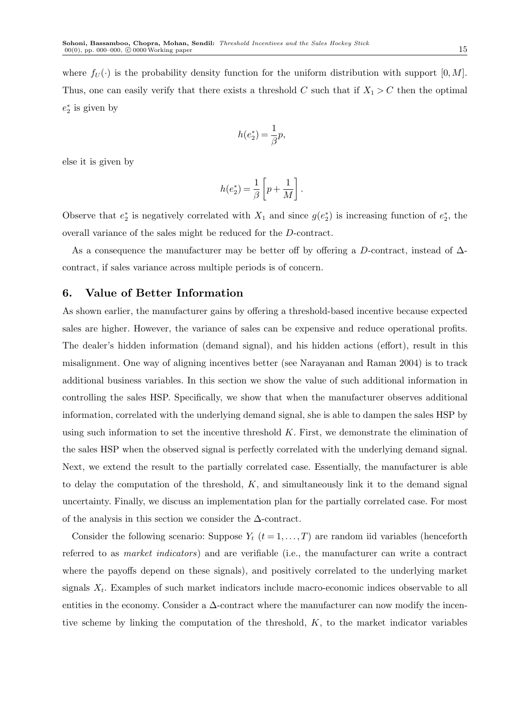where $f_U(\cdot)$ is the probability density function for the uniform distribution with support $[0, M]$. Thus, one can easily verify that there exists a threshold $C$ such that if $X_1 > C$ then the optimal $e_2^*$ is given by

$$h(e_2^*) = \frac{1}{\beta} p,$$

else it is given by

$$h(e_2^*) = \frac{1}{\beta} \left[ p + \frac{1}{M} \right].$$

Observe that $e_2^*$ is negatively correlated with $X_1$ and since $g(e_2^*)$ is increasing function of $e_2^*$, the overall variance of the sales might be reduced for the $D$-contract.

As a consequence the manufacturer may be better off by offering a $D$-contract, instead of $\Delta$-contract, if sales variance across multiple periods is of concern.

## 6. Value of Better Information

As shown earlier, the manufacturer gains by offering a threshold-based incentive because expected sales are higher. However, the variance of sales can be expensive and reduce operational profits. The dealer's hidden information (demand signal), and his hidden actions (effort), result in this misalignment. One way of aligning incentives better (see Narayanan and Raman 2004) is to track additional business variables. In this section we show the value of such additional information in controlling the sales HSP. Specifically, we show that when the manufacturer observes additional information, correlated with the underlying demand signal, she is able to dampen the sales HSP by using such information to set the incentive threshold $K$. First, we demonstrate the elimination of the sales HSP when the observed signal is perfectly correlated with the underlying demand signal. Next, we extend the result to the partially correlated case. Essentially, the manufacturer is able to delay the computation of the threshold, $K$, and simultaneously link it to the demand signal uncertainty. Finally, we discuss an implementation plan for the partially correlated case. For most of the analysis in this section we consider the $\Delta$-contract.

Consider the following scenario: Suppose $Y_t$ $(t = 1, \ldots, T)$ are random iid variables (henceforth referred to as *market indicators*) and are verifiable (i.e., the manufacturer can write a contract where the payoffs depend on these signals), and positively correlated to the underlying market signals $X_t$. Examples of such market indicators include macro-economic indices observable to all entities in the economy. Consider a $\Delta$-contract where the manufacturer can now modify the incentive scheme by linking the computation of the threshold, $K$, to the market indicator variables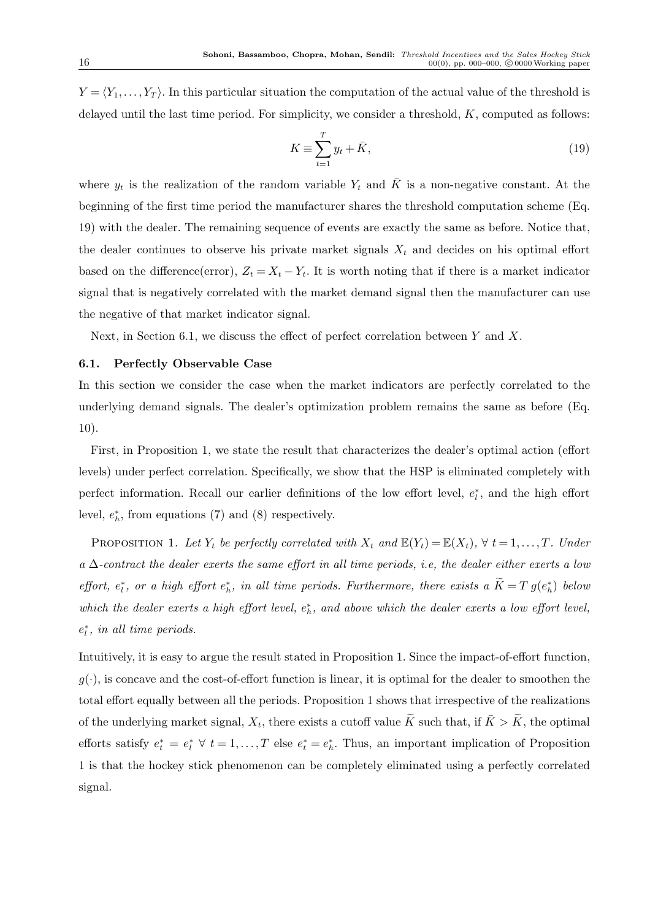$Y = \langle Y_1, \ldots, Y_T \rangle$. In this particular situation the computation of the actual value of the threshold is delayed until the last time period. For simplicity, we consider a threshold, $K$, computed as follows:

$$K \equiv \sum_{t=1}^{T} y_t + \bar{K}, \tag{19}$$

where $y_t$ is the realization of the random variable $Y_t$ and $\bar{K}$ is a non-negative constant. At the beginning of the first time period the manufacturer shares the threshold computation scheme (Eq. 19) with the dealer. The remaining sequence of events are exactly the same as before. Notice that, the dealer continues to observe his private market signals $X_t$ and decides on his optimal effort based on the difference(error), $Z_t = X_t - Y_t$. It is worth noting that if there is a market indicator signal that is negatively correlated with the market demand signal then the manufacturer can use the negative of that market indicator signal.

Next, in Section 6.1, we discuss the effect of perfect correlation between $Y$ and $X$.

### 6.1. Perfectly Observable Case

In this section we consider the case when the market indicators are perfectly correlated to the underlying demand signals. The dealer's optimization problem remains the same as before (Eq. 10).

First, in Proposition 1, we state the result that characterizes the dealer's optimal action (effort levels) under perfect correlation. Specifically, we show that the HSP is eliminated completely with perfect information. Recall our earlier definitions of the low effort level, $e_l^*$, and the high effort level, $e_h^*$, from equations (7) and (8) respectively.

PROPOSITION 1. *Let $Y_t$ be perfectly correlated with $X_t$ and $\mathbb{E}(Y_t) = \mathbb{E}(X_t)$, $\forall\ t = 1, \ldots, T$. Under a $\Delta$-contract the dealer exerts the same effort in all time periods, i.e, the dealer either exerts a low effort, $e_l^*$, or a high effort $e_h^*$, in all time periods. Furthermore, there exists a $\widetilde{K} = T\, g(e_h^*)$ below which the dealer exerts a high effort level, $e_h^*$, and above which the dealer exerts a low effort level, $e_l^*$, in all time periods.*

Intuitively, it is easy to argue the result stated in Proposition 1. Since the impact-of-effort function, $g(\cdot)$, is concave and the cost-of-effort function is linear, it is optimal for the dealer to smoothen the total effort equally between all the periods. Proposition 1 shows that irrespective of the realizations of the underlying market signal, $X_t$, there exists a cutoff value $\widetilde{K}$ such that, if $\bar{K} > \widetilde{K}$, the optimal efforts satisfy $e_t^* = e_l^*\ \forall\ t = 1, \ldots, T$ else $e_t^* = e_h^*$. Thus, an important implication of Proposition 1 is that the hockey stick phenomenon can be completely eliminated using a perfectly correlated signal.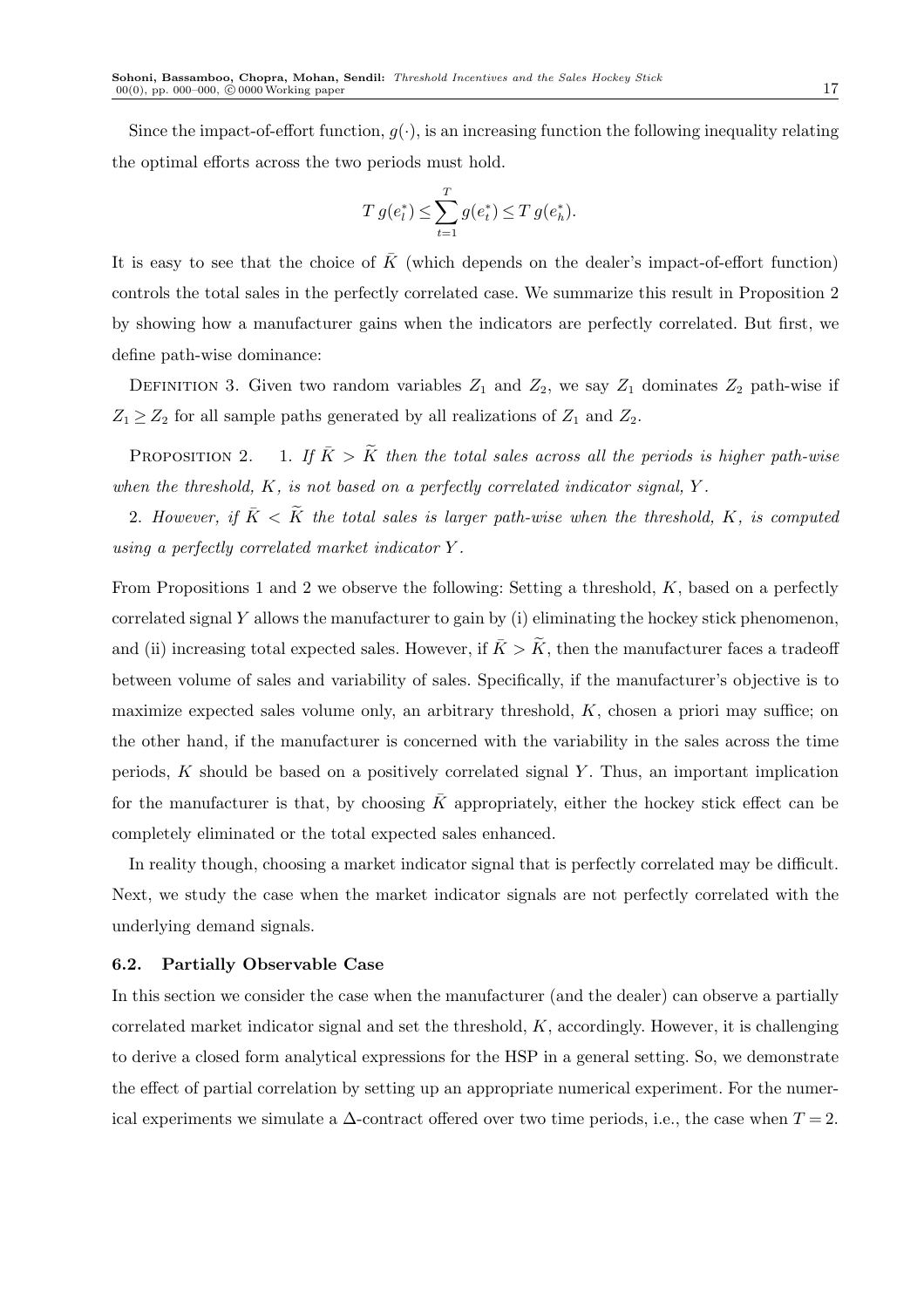Since the impact-of-effort function, $g(\cdot)$, is an increasing function the following inequality relating the optimal efforts across the two periods must hold.

$$T\, g(e_l^*) \leq \sum_{t=1}^{T} g(e_t^*) \leq T\, g(e_h^*).$$

It is easy to see that the choice of $\bar{K}$ (which depends on the dealer's impact-of-effort function) controls the total sales in the perfectly correlated case. We summarize this result in Proposition 2 by showing how a manufacturer gains when the indicators are perfectly correlated. But first, we define path-wise dominance:

Definition 3. Given two random variables $Z_1$ and $Z_2$, we say $Z_1$ dominates $Z_2$ path-wise if $Z_1 \geq Z_2$ for all sample paths generated by all realizations of $Z_1$ and $Z_2$.

Proposition 2. 1. *If $\bar{K} > \widetilde{K}$ then the total sales across all the periods is higher path-wise when the threshold, $K$, is not based on a perfectly correlated indicator signal, $Y$.*

2. *However, if $\bar{K} < \widetilde{K}$ the total sales is larger path-wise when the threshold, $K$, is computed using a perfectly correlated market indicator $Y$.*

From Propositions 1 and 2 we observe the following: Setting a threshold, $K$, based on a perfectly correlated signal $Y$ allows the manufacturer to gain by (i) eliminating the hockey stick phenomenon, and (ii) increasing total expected sales. However, if $\bar{K} > \widetilde{K}$, then the manufacturer faces a tradeoff between volume of sales and variability of sales. Specifically, if the manufacturer's objective is to maximize expected sales volume only, an arbitrary threshold, $K$, chosen a priori may suffice; on the other hand, if the manufacturer is concerned with the variability in the sales across the time periods, $K$ should be based on a positively correlated signal $Y$. Thus, an important implication for the manufacturer is that, by choosing $\bar{K}$ appropriately, either the hockey stick effect can be completely eliminated or the total expected sales enhanced.

In reality though, choosing a market indicator signal that is perfectly correlated may be difficult. Next, we study the case when the market indicator signals are not perfectly correlated with the underlying demand signals.

### 6.2. Partially Observable Case

In this section we consider the case when the manufacturer (and the dealer) can observe a partially correlated market indicator signal and set the threshold, $K$, accordingly. However, it is challenging to derive a closed form analytical expressions for the HSP in a general setting. So, we demonstrate the effect of partial correlation by setting up an appropriate numerical experiment. For the numerical experiments we simulate a $\Delta$-contract offered over two time periods, i.e., the case when $T = 2$.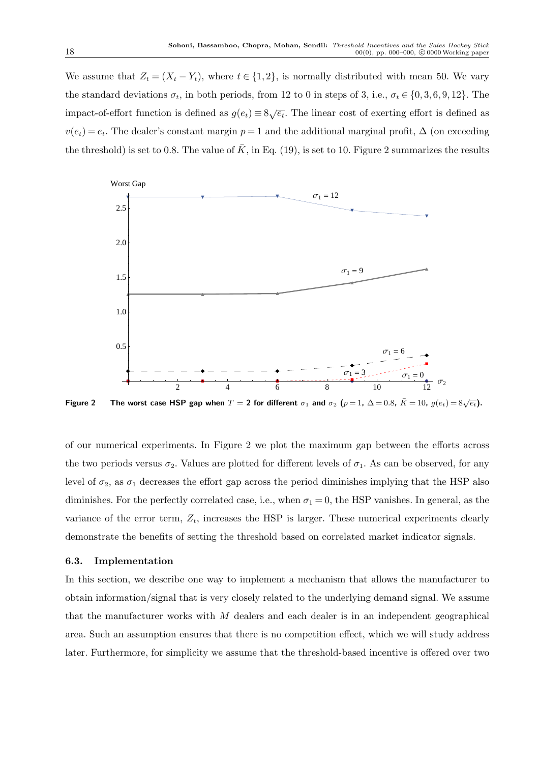We assume that $Z_t = (X_t - Y_t)$, where $t \in \{1, 2\}$, is normally distributed with mean 50. We vary the standard deviations $\sigma_t$, in both periods, from 12 to 0 in steps of 3, i.e., $\sigma_t \in \{0, 3, 6, 9, 12\}$. The impact-of-effort function is defined as $g(e_t) \equiv 8\sqrt{e_t}$. The linear cost of exerting effort is defined as $v(e_t) = e_t$. The dealer's constant margin $p = 1$ and the additional marginal profit, $\Delta$ (on exceeding the threshold) is set to 0.8. The value of $\bar{K}$, in Eq. (19), is set to 10. Figure 2 summarizes the results

**Figure 2** **The worst case HSP gap when $T = 2$ for different $\sigma_1$ and $\sigma_2$ ($p = 1$, $\Delta = 0.8$, $\bar{K} = 10$, $g(e_t) = 8\sqrt{e_t}$).**

of our numerical experiments. In Figure 2 we plot the maximum gap between the efforts across the two periods versus $\sigma_2$. Values are plotted for different levels of $\sigma_1$. As can be observed, for any level of $\sigma_2$, as $\sigma_1$ decreases the effort gap across the period diminishes implying that the HSP also diminishes. For the perfectly correlated case, i.e., when $\sigma_1 = 0$, the HSP vanishes. In general, as the variance of the error term, $Z_t$, increases the HSP is larger. These numerical experiments clearly demonstrate the benefits of setting the threshold based on correlated market indicator signals.

### 6.3. Implementation

In this section, we describe one way to implement a mechanism that allows the manufacturer to obtain information/signal that is very closely related to the underlying demand signal. We assume that the manufacturer works with $M$ dealers and each dealer is in an independent geographical area. Such an assumption ensures that there is no competition effect, which we will study address later. Furthermore, for simplicity we assume that the threshold-based incentive is offered over two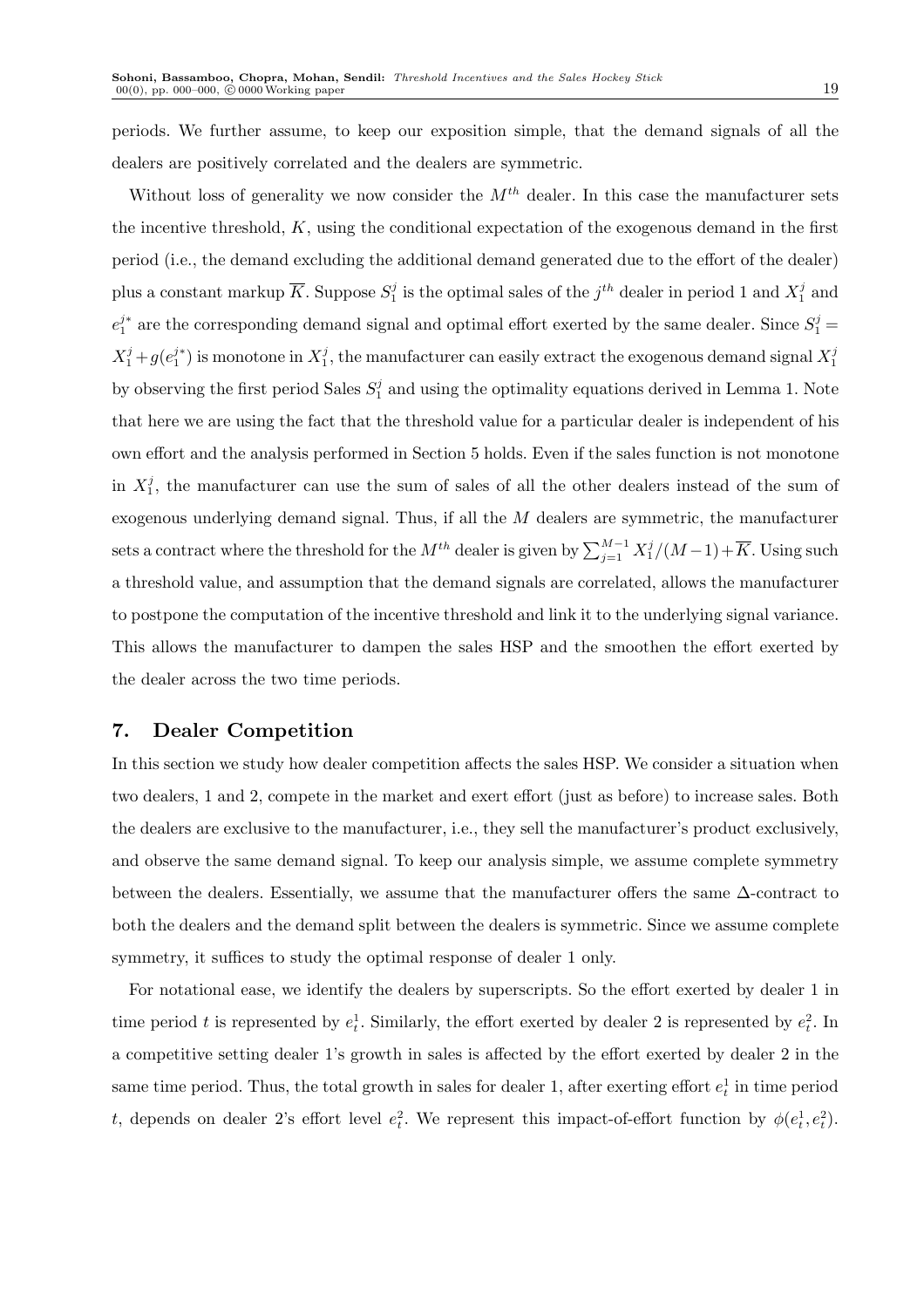periods. We further assume, to keep our exposition simple, that the demand signals of all the dealers are positively correlated and the dealers are symmetric.

Without loss of generality we now consider the $M^{th}$ dealer. In this case the manufacturer sets the incentive threshold, $K$, using the conditional expectation of the exogenous demand in the first period (i.e., the demand excluding the additional demand generated due to the effort of the dealer) plus a constant markup $\overline{K}$. Suppose $S_1^j$ is the optimal sales of the $j^{th}$ dealer in period 1 and $X_1^j$ and $e_1^{j*}$ are the corresponding demand signal and optimal effort exerted by the same dealer. Since $S_1^j = X_1^j + g(e_1^{j*})$ is monotone in $X_1^j$, the manufacturer can easily extract the exogenous demand signal $X_1^j$ by observing the first period Sales $S_1^j$ and using the optimality equations derived in Lemma 1. Note that here we are using the fact that the threshold value for a particular dealer is independent of his own effort and the analysis performed in Section 5 holds. Even if the sales function is not monotone in $X_1^j$, the manufacturer can use the sum of sales of all the other dealers instead of the sum of exogenous underlying demand signal. Thus, if all the $M$ dealers are symmetric, the manufacturer sets a contract where the threshold for the $M^{th}$ dealer is given by $\sum_{j=1}^{M-1} X_1^j/(M-1) + \overline{K}$. Using such a threshold value, and assumption that the demand signals are correlated, allows the manufacturer to postpone the computation of the incentive threshold and link it to the underlying signal variance. This allows the manufacturer to dampen the sales HSP and the smoothen the effort exerted by the dealer across the two time periods.

## 7. Dealer Competition

In this section we study how dealer competition affects the sales HSP. We consider a situation when two dealers, 1 and 2, compete in the market and exert effort (just as before) to increase sales. Both the dealers are exclusive to the manufacturer, i.e., they sell the manufacturer's product exclusively, and observe the same demand signal. To keep our analysis simple, we assume complete symmetry between the dealers. Essentially, we assume that the manufacturer offers the same $\Delta$-contract to both the dealers and the demand split between the dealers is symmetric. Since we assume complete symmetry, it suffices to study the optimal response of dealer 1 only.

For notational ease, we identify the dealers by superscripts. So the effort exerted by dealer 1 in time period $t$ is represented by $e_t^1$. Similarly, the effort exerted by dealer 2 is represented by $e_t^2$. In a competitive setting dealer 1's growth in sales is affected by the effort exerted by dealer 2 in the same time period. Thus, the total growth in sales for dealer 1, after exerting effort $e_t^1$ in time period $t$, depends on dealer 2's effort level $e_t^2$. We represent this impact-of-effort function by $\phi(e_t^1, e_t^2)$.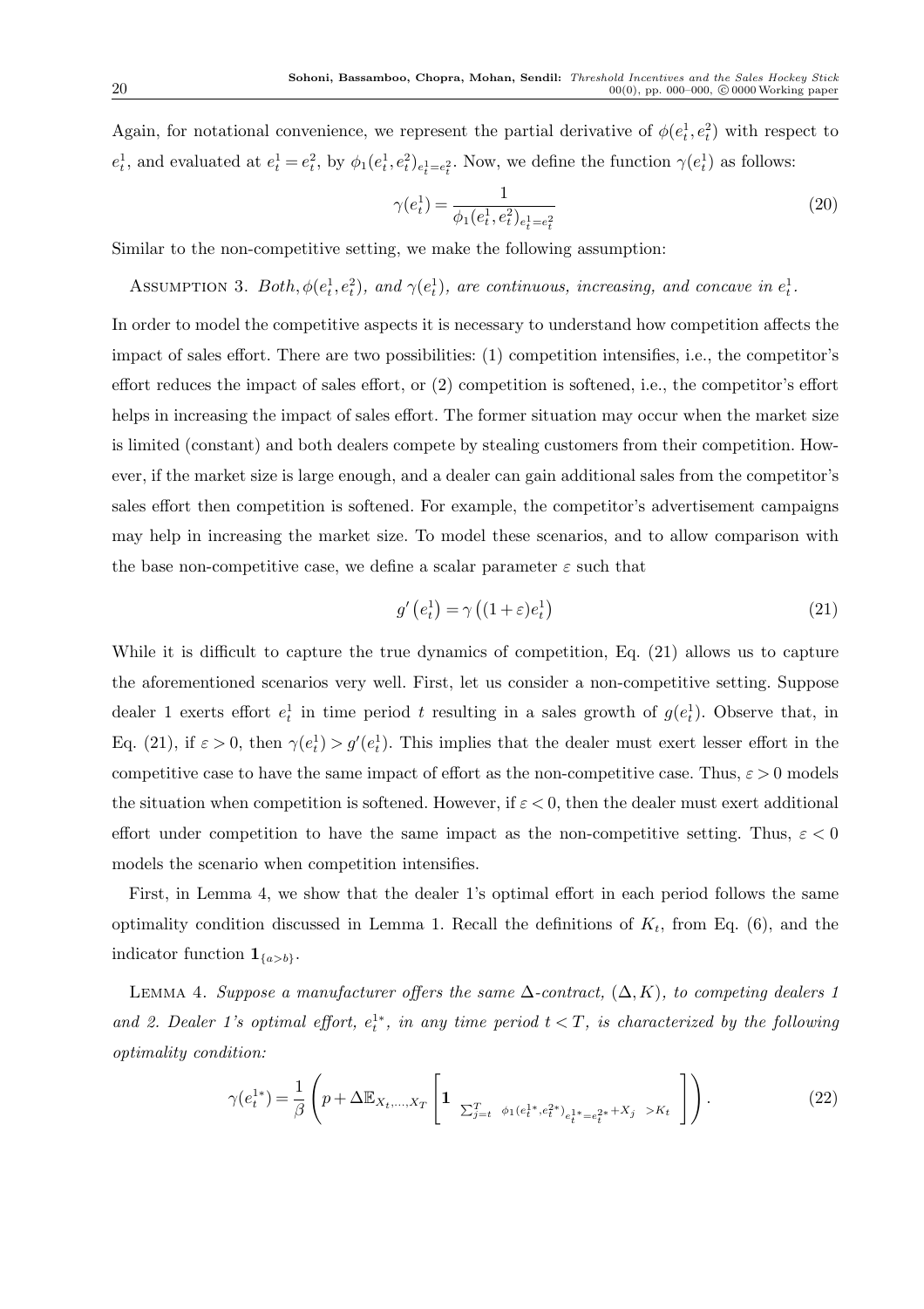Again, for notational convenience, we represent the partial derivative of $\phi(e_t^1, e_t^2)$ with respect to $e_t^1$, and evaluated at $e_t^1 = e_t^2$, by $\phi_1(e_t^1, e_t^2)_{e_t^1 = e_t^2}$. Now, we define the function $\gamma(e_t^1)$ as follows:

$$
\gamma(e_t^1) = \frac{1}{\phi_1(e_t^1, e_t^2)_{e_t^1 = e_t^2}} \tag{20}
$$

Similar to the non-competitive setting, we make the following assumption:

ASSUMPTION 3. *Both, $\phi(e_t^1, e_t^2)$, and $\gamma(e_t^1)$, are continuous, increasing, and concave in $e_t^1$.*

In order to model the competitive aspects it is necessary to understand how competition affects the impact of sales effort. There are two possibilities: (1) competition intensifies, i.e., the competitor's effort reduces the impact of sales effort, or (2) competition is softened, i.e., the competitor's effort helps in increasing the impact of sales effort. The former situation may occur when the market size is limited (constant) and both dealers compete by stealing customers from their competition. However, if the market size is large enough, and a dealer can gain additional sales from the competitor's sales effort then competition is softened. For example, the competitor's advertisement campaigns may help in increasing the market size. To model these scenarios, and to allow comparison with the base non-competitive case, we define a scalar parameter $\varepsilon$ such that

$$
g'\left(e_t^1\right) = \gamma\left((1+\varepsilon)e_t^1\right) \tag{21}
$$

While it is difficult to capture the true dynamics of competition, Eq. (21) allows us to capture the aforementioned scenarios very well. First, let us consider a non-competitive setting. Suppose dealer 1 exerts effort $e_t^1$ in time period $t$ resulting in a sales growth of $g(e_t^1)$. Observe that, in Eq. (21), if $\varepsilon > 0$, then $\gamma(e_t^1) > g'(e_t^1)$. This implies that the dealer must exert lesser effort in the competitive case to have the same impact of effort as the non-competitive case. Thus, $\varepsilon > 0$ models the situation when competition is softened. However, if $\varepsilon < 0$, then the dealer must exert additional effort under competition to have the same impact as the non-competitive setting. Thus, $\varepsilon < 0$ models the scenario when competition intensifies.

First, in Lemma 4, we show that the dealer 1's optimal effort in each period follows the same optimality condition discussed in Lemma 1. Recall the definitions of $K_t$, from Eq. (6), and the indicator function $\mathbf{1}_{\{a>b\}}$.

LEMMA 4. *Suppose a manufacturer offers the same $\Delta$-contract, $(\Delta, K)$, to competing dealers 1 and 2. Dealer 1's optimal effort, $e_t^{1*}$, in any time period $t < T$, is characterized by the following optimality condition:*

$$
\gamma(e_t^{1*}) = \frac{1}{\beta}\left(p + \Delta \mathbb{E}_{X_t,\ldots,X_T}\left[\mathbf{1}_{\left\{\sum_{j=t}^{T} \phi_1(e_t^{1*}, e_t^{2*})_{e_t^{1*} = e_t^{2*}} + X_j > K_t\right\}}\right]\right). \tag{22}
$$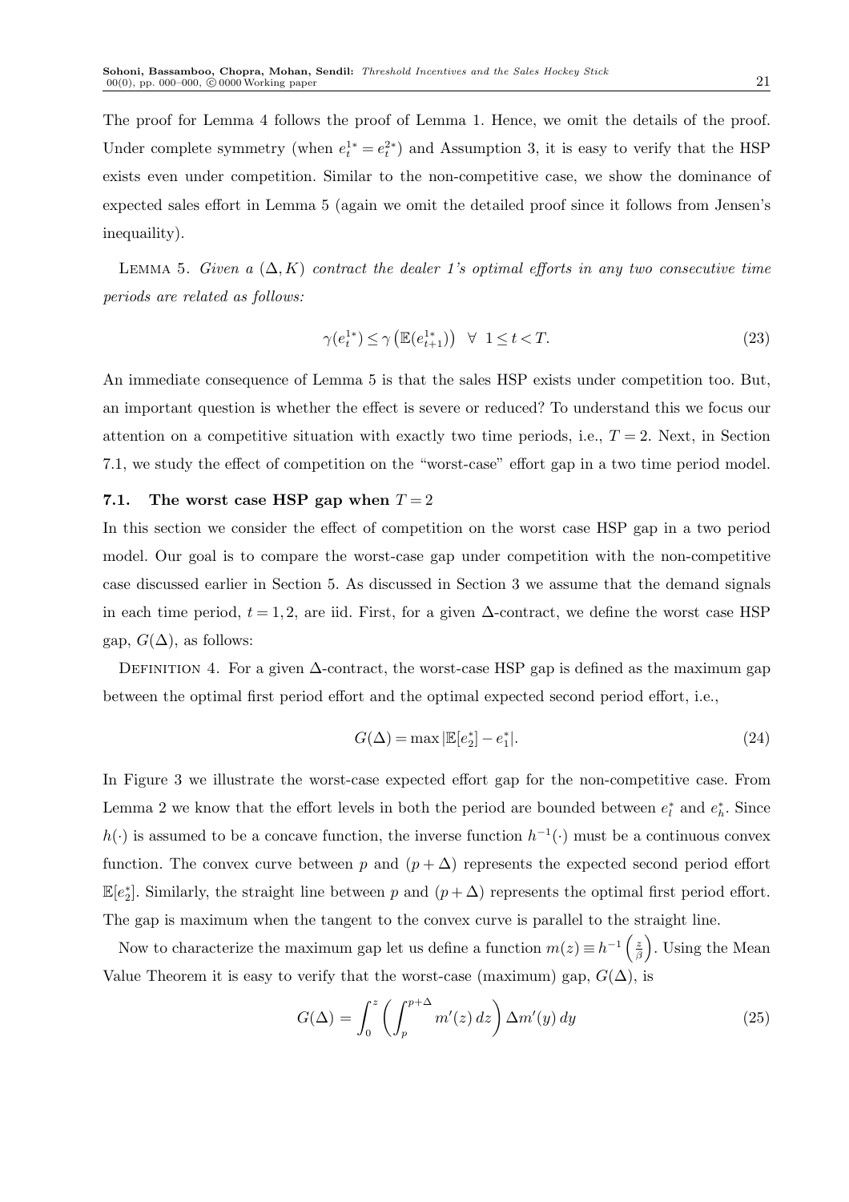The proof for Lemma 4 follows the proof of Lemma 1. Hence, we omit the details of the proof. Under complete symmetry (when $e_t^{1*} = e_t^{2*}$) and Assumption 3, it is easy to verify that the HSP exists even under competition. Similar to the non-competitive case, we show the dominance of expected sales effort in Lemma 5 (again we omit the detailed proof since it follows from Jensen's inequaility).

Lemma 5. *Given a* $(\Delta, K)$ *contract the dealer 1's optimal efforts in any two consecutive time periods are related as follows:*

$$\gamma(e_t^{1*}) \leq \gamma\left(\mathbb{E}(e_{t+1}^{1*})\right) \quad \forall \;\; 1 \leq t < T. \tag{23}$$

An immediate consequence of Lemma 5 is that the sales HSP exists under competition too. But, an important question is whether the effect is severe or reduced? To understand this we focus our attention on a competitive situation with exactly two time periods, i.e., $T = 2$. Next, in Section 7.1, we study the effect of competition on the "worst-case" effort gap in a two time period model.

### 7.1. The worst case HSP gap when $T = 2$

In this section we consider the effect of competition on the worst case HSP gap in a two period model. Our goal is to compare the worst-case gap under competition with the non-competitive case discussed earlier in Section 5. As discussed in Section 3 we assume that the demand signals in each time period, $t = 1, 2$, are iid. First, for a given $\Delta$-contract, we define the worst case HSP gap, $G(\Delta)$, as follows:

Definition 4. For a given $\Delta$-contract, the worst-case HSP gap is defined as the maximum gap between the optimal first period effort and the optimal expected second period effort, i.e.,

$$G(\Delta) = \max |\mathbb{E}[e_2^*] - e_1^*|. \tag{24}$$

In Figure 3 we illustrate the worst-case expected effort gap for the non-competitive case. From Lemma 2 we know that the effort levels in both the period are bounded between $e_l^*$ and $e_h^*$. Since $h(\cdot)$ is assumed to be a concave function, the inverse function $h^{-1}(\cdot)$ must be a continuous convex function. The convex curve between $p$ and $(p+\Delta)$ represents the expected second period effort $\mathbb{E}[e_2^*]$. Similarly, the straight line between $p$ and $(p+\Delta)$ represents the optimal first period effort. The gap is maximum when the tangent to the convex curve is parallel to the straight line.

Now to characterize the maximum gap let us define a function $m(z) \equiv h^{-1}\left(\frac{z}{\beta}\right)$. Using the Mean Value Theorem it is easy to verify that the worst-case (maximum) gap, $G(\Delta)$, is

$$G(\Delta) = \int_0^z \left( \int_p^{p+\Delta} m'(z)\, dz \right) \Delta m'(y)\, dy \tag{25}$$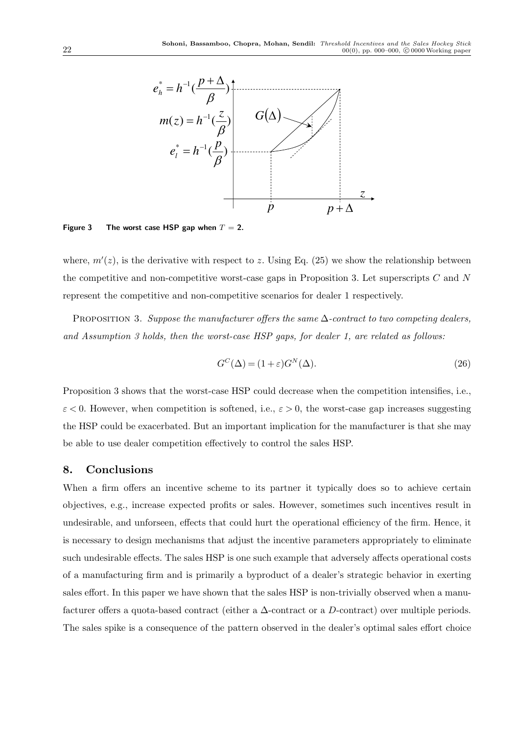Figure 3    The worst case HSP gap when $T = 2$.

where, $m'(z)$, is the derivative with respect to $z$. Using Eq. (25) we show the relationship between the competitive and non-competitive worst-case gaps in Proposition 3. Let superscripts $C$ and $N$ represent the competitive and non-competitive scenarios for dealer 1 respectively.

PROPOSITION 3. *Suppose the manufacturer offers the same* $\Delta$*-contract to two competing dealers, and Assumption 3 holds, then the worst-case HSP gaps, for dealer 1, are related as follows:*

$$G^C(\Delta) = (1+\varepsilon)G^N(\Delta). \tag{26}$$

Proposition 3 shows that the worst-case HSP could decrease when the competition intensifies, i.e., $\varepsilon < 0$. However, when competition is softened, i.e., $\varepsilon > 0$, the worst-case gap increases suggesting the HSP could be exacerbated. But an important implication for the manufacturer is that she may be able to use dealer competition effectively to control the sales HSP.

## 8. Conclusions

When a firm offers an incentive scheme to its partner it typically does so to achieve certain objectives, e.g., increase expected profits or sales. However, sometimes such incentives result in undesirable, and unforseen, effects that could hurt the operational efficiency of the firm. Hence, it is necessary to design mechanisms that adjust the incentive parameters appropriately to eliminate such undesirable effects. The sales HSP is one such example that adversely affects operational costs of a manufacturing firm and is primarily a byproduct of a dealer's strategic behavior in exerting sales effort. In this paper we have shown that the sales HSP is non-trivially observed when a manufacturer offers a quota-based contract (either a $\Delta$-contract or a $D$-contract) over multiple periods. The sales spike is a consequence of the pattern observed in the dealer's optimal sales effort choice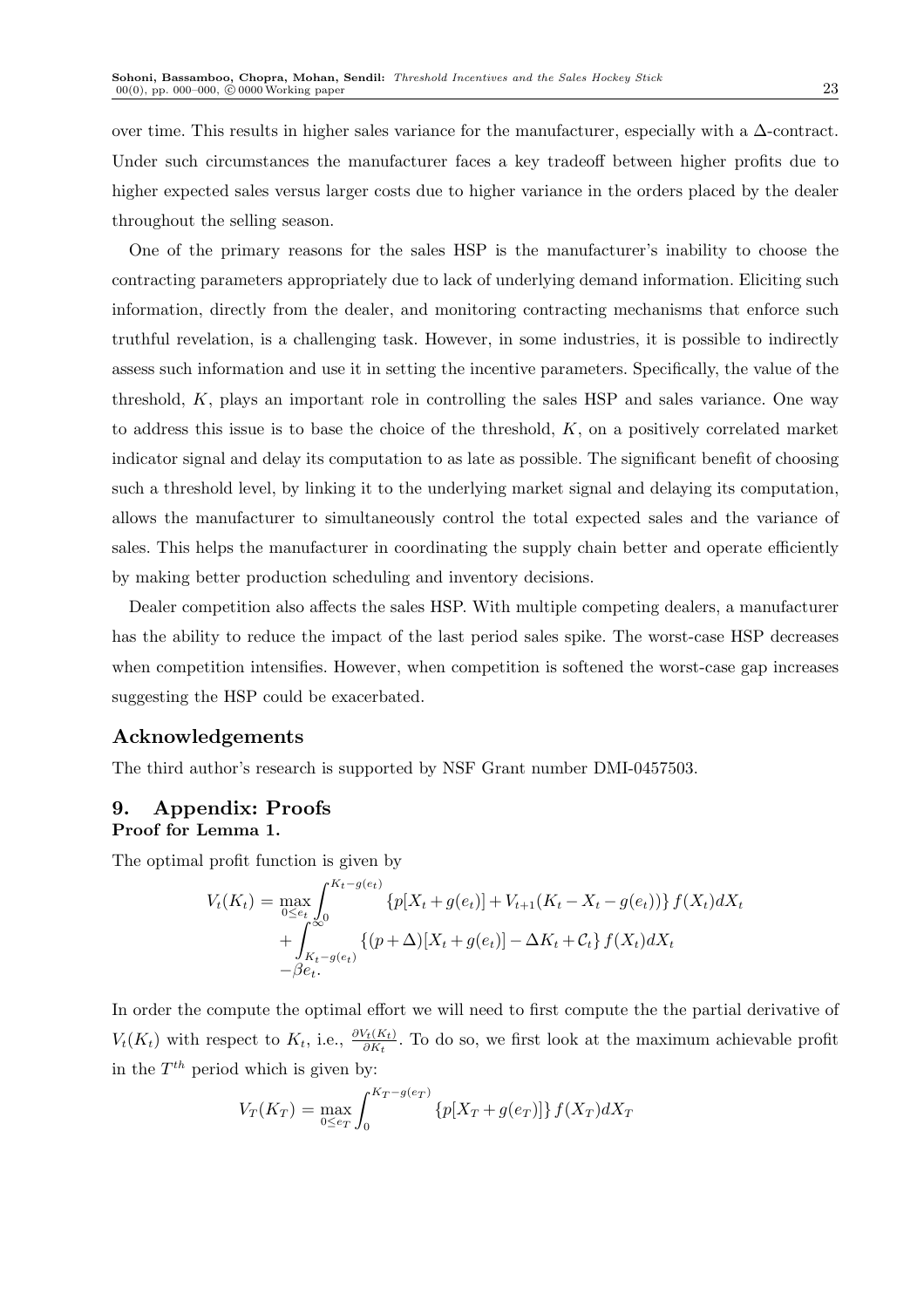over time. This results in higher sales variance for the manufacturer, especially with a $\Delta$-contract. Under such circumstances the manufacturer faces a key tradeoff between higher profits due to higher expected sales versus larger costs due to higher variance in the orders placed by the dealer throughout the selling season.

One of the primary reasons for the sales HSP is the manufacturer's inability to choose the contracting parameters appropriately due to lack of underlying demand information. Eliciting such information, directly from the dealer, and monitoring contracting mechanisms that enforce such truthful revelation, is a challenging task. However, in some industries, it is possible to indirectly assess such information and use it in setting the incentive parameters. Specifically, the value of the threshold, $K$, plays an important role in controlling the sales HSP and sales variance. One way to address this issue is to base the choice of the threshold, $K$, on a positively correlated market indicator signal and delay its computation to as late as possible. The significant benefit of choosing such a threshold level, by linking it to the underlying market signal and delaying its computation, allows the manufacturer to simultaneously control the total expected sales and the variance of sales. This helps the manufacturer in coordinating the supply chain better and operate efficiently by making better production scheduling and inventory decisions.

Dealer competition also affects the sales HSP. With multiple competing dealers, a manufacturer has the ability to reduce the impact of the last period sales spike. The worst-case HSP decreases when competition intensifies. However, when competition is softened the worst-case gap increases suggesting the HSP could be exacerbated.

## Acknowledgements

The third author's research is supported by NSF Grant number DMI-0457503.

## 9. Appendix: Proofs

**Proof for Lemma 1.**

The optimal profit function is given by

$$
\begin{aligned}
V_t(K_t) = \max_{0 \le e_t} & \int_0^{K_t - g(e_t)} \{p[X_t + g(e_t)] + V_{t+1}(K_t - X_t - g(e_t))\} f(X_t) dX_t \\
& + \int_{K_t - g(e_t)}^{\infty} \{(p+\Delta)[X_t + g(e_t)] - \Delta K_t + \mathcal{C}_t\} f(X_t) dX_t \\
& - \beta e_t.
\end{aligned}
$$

In order the compute the optimal effort we will need to first compute the the partial derivative of $V_t(K_t)$ with respect to $K_t$, i.e., $\frac{\partial V_t(K_t)}{\partial K_t}$. To do so, we first look at the maximum achievable profit in the $T^{th}$ period which is given by:

$$
V_T(K_T) = \max_{0 \le e_T} \int_0^{K_T - g(e_T)} \{p[X_T + g(e_T)]\} f(X_T) dX_T
$$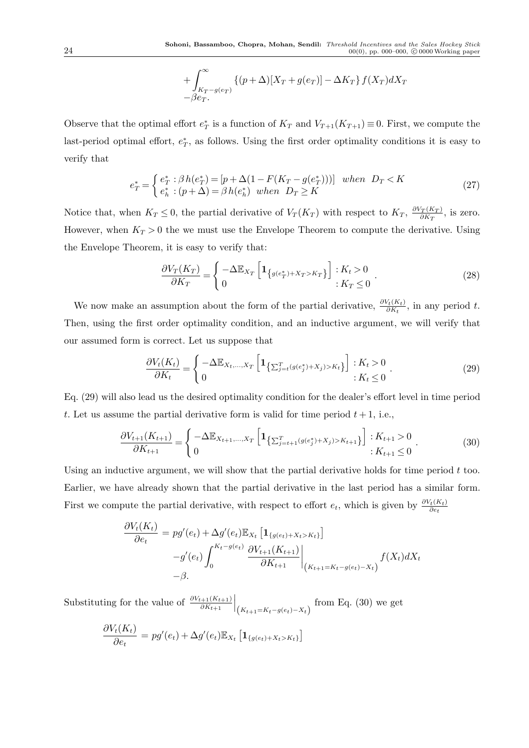$$
+\int_{K_T - g(e_T)}^{\infty} \{(p+\Delta)[X_T + g(e_T)] - \Delta K_T\} f(X_T) dX_T
$$
$$
-\beta e_T.
$$

Observe that the optimal effort $e_T^*$ is a function of $K_T$ and $V_{T+1}(K_{T+1}) \equiv 0$. First, we compute the last-period optimal effort, $e_T^*$, as follows. Using the first order optimality conditions it is easy to verify that

$$
e_T^* = \begin{cases} e_T^* : \beta\, h(e_T^*) = [p + \Delta(1 - F(K_T - g(e_T^*)))] & when \;\; D_T < K \\ e_h^* : (p+\Delta) = \beta\, h(e_h^*) \;\; when \;\; D_T \geq K \end{cases} \tag{27}
$$

Notice that, when $K_T \leq 0$, the partial derivative of $V_T(K_T)$ with respect to $K_T$, $\frac{\partial V_T(K_T)}{\partial K_T}$, is zero. However, when $K_T > 0$ the we must use the Envelope Theorem to compute the derivative. Using the Envelope Theorem, it is easy to verify that:

$$
\frac{\partial V_T(K_T)}{\partial K_T} = \begin{cases} -\Delta \mathbb{E}_{X_T}\left[\mathbf{1}_{\left\{g(e_T^*) + X_T > K_T\right\}}\right] & : K_t > 0 \\ 0 & : K_T \leq 0 \end{cases}. \tag{28}
$$

We now make an assumption about the form of the partial derivative, $\frac{\partial V_t(K_t)}{\partial K_t}$, in any period $t$. Then, using the first order optimality condition, and an inductive argument, we will verify that our assumed form is correct. Let us suppose that

$$
\frac{\partial V_t(K_t)}{\partial K_t} = \begin{cases} -\Delta \mathbb{E}_{X_t,\ldots,X_T}\left[\mathbf{1}_{\left\{\sum_{j=t}^{T}(g(e_j^*) + X_j) > K_t\right\}}\right] & : K_t > 0 \\ 0 & : K_t \leq 0 \end{cases}. \tag{29}
$$

Eq. (29) will also lead us the desired optimality condition for the dealer's effort level in time period $t$. Let us assume the partial derivative form is valid for time period $t+1$, i.e.,

$$
\frac{\partial V_{t+1}(K_{t+1})}{\partial K_{t+1}} = \begin{cases} -\Delta \mathbb{E}_{X_{t+1},\ldots,X_T}\left[\mathbf{1}_{\left\{\sum_{j=t+1}^{T}(g(e_j^*) + X_j) > K_{t+1}\right\}}\right] & : K_{t+1} > 0 \\ 0 & : K_{t+1} \leq 0 \end{cases}. \tag{30}
$$

Using an inductive argument, we will show that the partial derivative holds for time period $t$ too. Earlier, we have already shown that the partial derivative in the last period has a similar form. First we compute the partial derivative, with respect to effort $e_t$, which is given by $\frac{\partial V_t(K_t)}{\partial e_t}$

$$
\begin{aligned}
\frac{\partial V_t(K_t)}{\partial e_t} &= p g'(e_t) + \Delta g'(e_t) \mathbb{E}_{X_t}\left[\mathbf{1}_{\{g(e_t) + X_t > K_t\}}\right] \\
&\quad - g'(e_t) \int_0^{K_t - g(e_t)} \left.\frac{\partial V_{t+1}(K_{t+1})}{\partial K_{t+1}}\right|_{\left(K_{t+1} = K_t - g(e_t) - X_t\right)} f(X_t) dX_t \\
&\quad - \beta.
\end{aligned}
$$

Substituting for the value of $\left.\frac{\partial V_{t+1}(K_{t+1})}{\partial K_{t+1}}\right|_{\left(K_{t+1} = K_t - g(e_t) - X_t\right)}$ from Eq. (30) we get

$$
\frac{\partial V_t(K_t)}{\partial e_t} = p g'(e_t) + \Delta g'(e_t) \mathbb{E}_{X_t}\left[\mathbf{1}_{\{g(e_t) + X_t > K_t\}}\right]
$$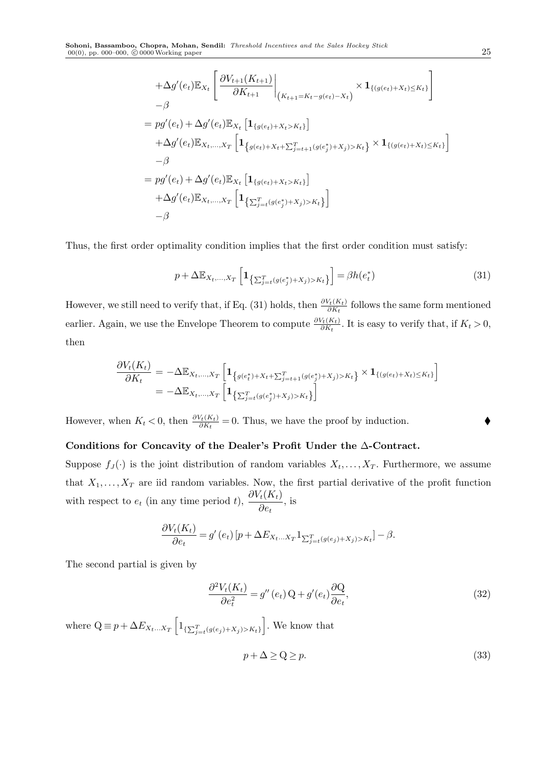$$
\begin{aligned}
&+\Delta g'(e_t)\mathbb{E}_{X_t}\left[\left.\frac{\partial V_{t+1}(K_{t+1})}{\partial K_{t+1}}\right|_{\left(K_{t+1}=K_t-g(e_t)-X_t\right)} \times \mathbf{1}_{\{(g(e_t)+X_t)\le K_t\}}\right] \\
&-\beta \\
&= pg'(e_t)+\Delta g'(e_t)\mathbb{E}_{X_t}\left[\mathbf{1}_{\{g(e_t)+X_t>K_t\}}\right] \\
&+\Delta g'(e_t)\mathbb{E}_{X_t,\ldots,X_T}\left[\mathbf{1}_{\left\{g(e_t)+X_t+\sum_{j=t+1}^{T}(g(e_j^*)+X_j)>K_t\right\}} \times \mathbf{1}_{\{(g(e_t)+X_t)\le K_t\}}\right] \\
&-\beta \\
&= pg'(e_t)+\Delta g'(e_t)\mathbb{E}_{X_t}\left[\mathbf{1}_{\{g(e_t)+X_t>K_t\}}\right] \\
&+\Delta g'(e_t)\mathbb{E}_{X_t,\ldots,X_T}\left[\mathbf{1}_{\left\{\sum_{j=t}^{T}(g(e_j^*)+X_j)>K_t\right\}}\right] \\
&-\beta
\end{aligned}
$$

Thus, the first order optimality condition implies that the first order condition must satisfy:

$$
p+\Delta\mathbb{E}_{X_t,\ldots,X_T}\left[\mathbf{1}_{\left\{\sum_{j=t}^{T}(g(e_j^*)+X_j)>K_t\right\}}\right]=\beta h(e_t^*) \tag{31}
$$

However, we still need to verify that, if Eq. (31) holds, then $\frac{\partial V_t(K_t)}{\partial K_t}$ follows the same form mentioned earlier. Again, we use the Envelope Theorem to compute $\frac{\partial V_t(K_t)}{\partial K_t}$. It is easy to verify that, if $K_t>0$, then

$$
\begin{aligned}
\frac{\partial V_t(K_t)}{\partial K_t} &= -\Delta\mathbb{E}_{X_t,\ldots,X_T}\left[\mathbf{1}_{\left\{g(e_t^*)+X_t+\sum_{j=t+1}^{T}(g(e_j^*)+X_j)>K_t\right\}} \times \mathbf{1}_{\{(g(e_t)+X_t)\le K_t\}}\right] \\
&= -\Delta\mathbb{E}_{X_t,\ldots,X_T}\left[\mathbf{1}_{\left\{\sum_{j=t}^{T}(g(e_j^*)+X_j)>K_t\right\}}\right]
\end{aligned}
$$

However, when $K_t<0$, then $\frac{\partial V_t(K_t)}{\partial K_t}=0$. Thus, we have the proof by induction. ♦

**Conditions for Concavity of the Dealer's Profit Under the Δ-Contract.**

Suppose $f_J(\cdot)$ is the joint distribution of random variables $X_t,\ldots,X_T$. Furthermore, we assume that $X_1,\ldots,X_T$ are iid random variables. Now, the first partial derivative of the profit function with respect to $e_t$ (in any time period $t$), $\dfrac{\partial V_t(K_t)}{\partial e_t}$, is

$$
\frac{\partial V_t(K_t)}{\partial e_t}=g'(e_t)\left[p+\Delta E_{X_t\ldots X_T}1_{\sum_{j=t}^{T}(g(e_j)+X_j)>K_t}\right]-\beta.
$$

The second partial is given by

$$
\frac{\partial^2 V_t(K_t)}{\partial e_t^2}=g''(e_t)\,\mathrm{Q}+g'(e_t)\frac{\partial \mathrm{Q}}{\partial e_t}, \tag{32}
$$

where $\mathrm{Q}\equiv p+\Delta E_{X_t\ldots X_T}\left[1_{\{\sum_{j=t}^{T}(g(e_j)+X_j)>K_t\}}\right]$. We know that

$$
p+\Delta\ge \mathrm{Q}\ge p. \tag{33}
$$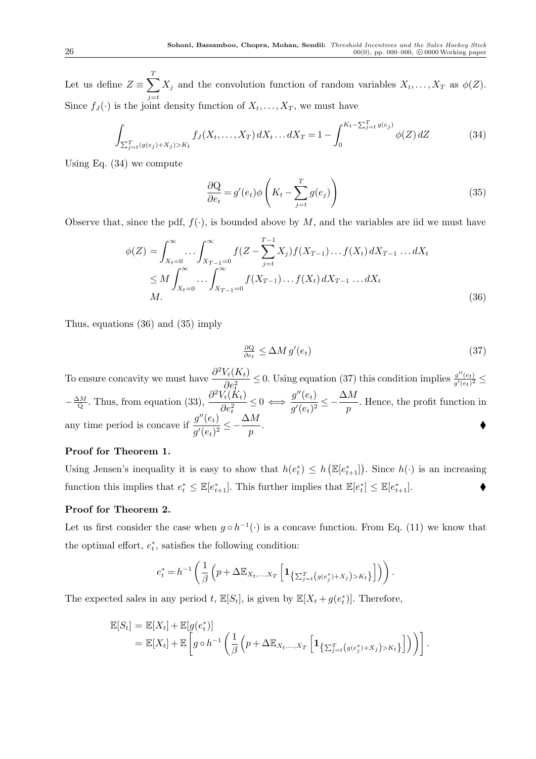Let us define $Z \equiv \sum_{j=t}^{T} X_j$ and the convolution function of random variables $X_t, \ldots, X_T$ as $\phi(Z)$. Since $f_J(\cdot)$ is the joint density function of $X_t, \ldots, X_T$, we must have

$$\int_{\sum_{j=t}^{T}(g(e_j)+X_j)>K_t} f_J(X_t, \ldots, X_T)\, dX_t \ldots dX_T = 1 - \int_0^{K_t - \sum_{j=t}^{T} g(e_j)} \phi(Z)\, dZ \tag{34}$$

Using Eq. (34) we compute

$$\frac{\partial \mathrm{Q}}{\partial e_t} = g'(e_t)\phi\left(K_t - \sum_{j=t}^{T} g(e_j)\right) \tag{35}$$

Observe that, since the pdf, $f(\cdot)$, is bounded above by $M$, and the variables are iid we must have

$$\begin{aligned}
\phi(Z) &= \int_{X_t=0}^{\infty} \ldots \int_{X_{T-1}=0}^{\infty} f(Z - \sum_{j=t}^{T-1} X_j) f(X_{T-1}) \ldots f(X_t)\, dX_{T-1} \ldots dX_t \\
&\leq M \int_{X_t=0}^{\infty} \ldots \int_{X_{T-1}=0}^{\infty} f(X_{T-1}) \ldots f(X_t)\, dX_{T-1} \ldots dX_t \\
&M.
\end{aligned} \tag{36}$$

Thus, equations (36) and (35) imply

$$\tfrac{\partial \mathrm{Q}}{\partial e_t} \leq \Delta M\, g'(e_t) \tag{37}$$

To ensure concavity we must have $\dfrac{\partial^2 V_t(K_t)}{\partial e_t^2} \leq 0$. Using equation (37) this condition implies $\frac{g''(e_t)}{g'(e_t)^2} \leq -\frac{\Delta M}{\mathrm{Q}}$. Thus, from equation (33), $\dfrac{\partial^2 V_t(K_t)}{\partial e_t^2} \leq 0 \iff \dfrac{g''(e_t)}{g'(e_t)^2} \leq -\dfrac{\Delta M}{p}$. Hence, the profit function in any time period is concave if $\dfrac{g''(e_t)}{g'(e_t)^2} \leq -\dfrac{\Delta M}{p}$. ♦

**Proof for Theorem 1.**

Using Jensen's inequality it is easy to show that $h(e_t^*) \leq h\left(\mathbb{E}[e_{t+1}^*]\right)$. Since $h(\cdot)$ is an increasing function this implies that $e_t^* \leq \mathbb{E}[e_{t+1}^*]$. This further implies that $\mathbb{E}[e_t^*] \leq \mathbb{E}[e_{t+1}^*]$. ♦

**Proof for Theorem 2.**

Let us first consider the case when $g \circ h^{-1}(\cdot)$ is a concave function. From Eq. (11) we know that the optimal effort, $e_t^*$, satisfies the following condition:

$$e_t^* = h^{-1}\left(\frac{1}{\beta}\left(p + \Delta \mathbb{E}_{X_t,\ldots,X_T}\left[\mathbf{1}_{\left\{\sum_{j=t}^{T}\left(g(e_j^*)+X_j\right)>K_t\right\}}\right]\right)\right).$$

The expected sales in any period $t$, $\mathbb{E}[S_t]$, is given by $\mathbb{E}[X_t + g(e_t^*)]$. Therefore,

$$\begin{aligned}
\mathbb{E}[S_t] &= \mathbb{E}[X_t] + \mathbb{E}[g(e_t^*)] \\
&= \mathbb{E}[X_t] + \mathbb{E}\left[g \circ h^{-1}\left(\frac{1}{\beta}\left(p + \Delta \mathbb{E}_{X_t,\ldots,X_T}\left[\mathbf{1}_{\left\{\sum_{j=t}^{T}\left(g(e_j^*)+X_j\right)>K_t\right\}}\right]\right)\right)\right].
\end{aligned}$$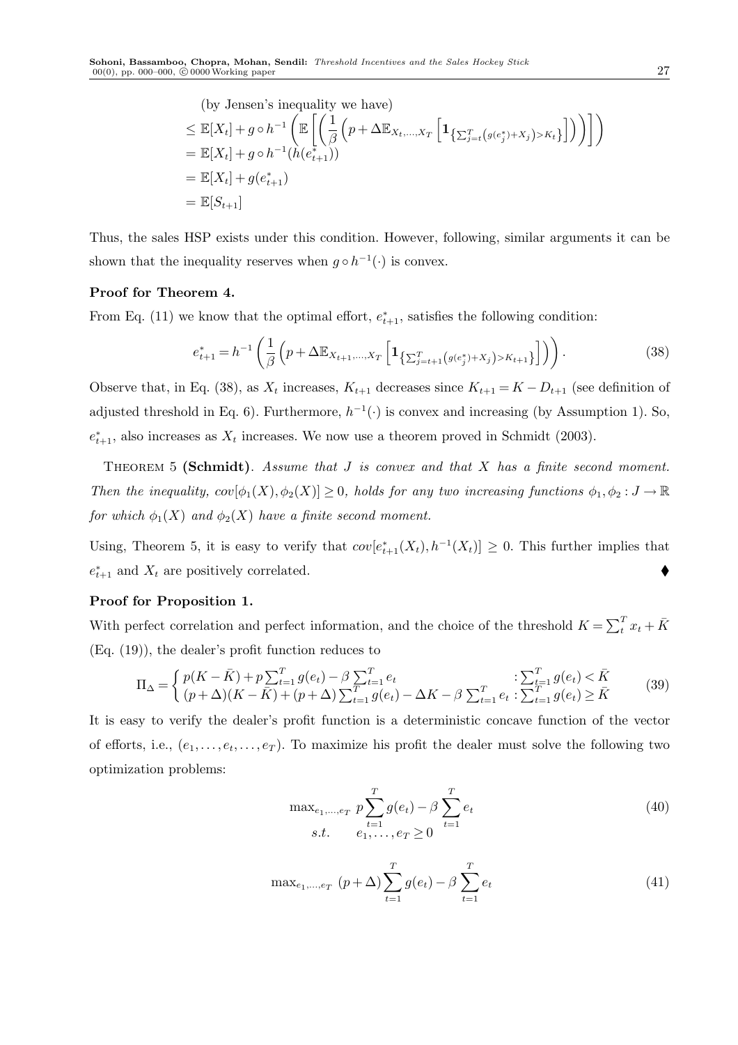(by Jensen's inequality we have)

$$
\begin{aligned}
&\leq \mathbb{E}[X_t] + g \circ h^{-1}\left(\mathbb{E}\left[\left(\frac{1}{\beta}\left(p + \Delta \mathbb{E}_{X_t,\ldots,X_T}\left[\mathbf{1}_{\left\{\sum_{j=t}^{T}\left(g(e_j^*)+X_j\right) > K_t\right\}}\right]\right)\right)\right]\right) \\
&= \mathbb{E}[X_t] + g \circ h^{-1}(h(e_{t+1}^*)) \\
&= \mathbb{E}[X_t] + g(e_{t+1}^*) \\
&= \mathbb{E}[S_{t+1}]
\end{aligned}
$$

Thus, the sales HSP exists under this condition. However, following, similar arguments it can be shown that the inequality reserves when $g \circ h^{-1}(\cdot)$ is convex.

**Proof for Theorem 4.**

From Eq. (11) we know that the optimal effort, $e_{t+1}^*$, satisfies the following condition:

$$
e_{t+1}^* = h^{-1}\left(\frac{1}{\beta}\left(p + \Delta \mathbb{E}_{X_{t+1},\ldots,X_T}\left[\mathbf{1}_{\left\{\sum_{j=t+1}^{T}\left(g(e_j^*)+X_j\right) > K_{t+1}\right\}}\right]\right)\right). \tag{38}
$$

Observe that, in Eq. (38), as $X_t$ increases, $K_{t+1}$ decreases since $K_{t+1} = K - D_{t+1}$ (see definition of adjusted threshold in Eq. 6). Furthermore, $h^{-1}(\cdot)$ is convex and increasing (by Assumption 1). So, $e_{t+1}^*$, also increases as $X_t$ increases. We now use a theorem proved in Schmidt (2003).

THEOREM 5 **(Schmidt)**. *Assume that $J$ is convex and that $X$ has a finite second moment. Then the inequality, $cov[\phi_1(X), \phi_2(X)] \geq 0$, holds for any two increasing functions $\phi_1, \phi_2 : J \to \mathbb{R}$ for which $\phi_1(X)$ and $\phi_2(X)$ have a finite second moment.*

Using, Theorem 5, it is easy to verify that $cov[e_{t+1}^*(X_t), h^{-1}(X_t)] \geq 0$. This further implies that $e_{t+1}^*$ and $X_t$ are positively correlated. ⧫

**Proof for Proposition 1.**

With perfect correlation and perfect information, and the choice of the threshold $K = \sum_t^T x_t + \bar{K}$ (Eq. (19)), the dealer's profit function reduces to

$$
\Pi_\Delta = \begin{cases} p(K - \bar{K}) + p\sum_{t=1}^{T} g(e_t) - \beta\sum_{t=1}^{T} e_t & : \sum_{t=1}^{T} g(e_t) < \bar{K} \\ (p+\Delta)(K - \bar{K}) + (p+\Delta)\sum_{t=1}^{T} g(e_t) - \Delta K - \beta\sum_{t=1}^{T} e_t & : \sum_{t=1}^{T} g(e_t) \geq \bar{K} \end{cases} \tag{39}
$$

It is easy to verify the dealer's profit function is a deterministic concave function of the vector of efforts, i.e., $(e_1, \ldots, e_t, \ldots, e_T)$. To maximize his profit the dealer must solve the following two optimization problems:

$$
\begin{aligned}
\max_{e_1,\ldots,e_T}\ & p\sum_{t=1}^{T} g(e_t) - \beta\sum_{t=1}^{T} e_t \\
s.t.\quad & e_1, \ldots, e_T \geq 0
\end{aligned} \tag{40}
$$

$$
\max_{e_1,\ldots,e_T}\ (p+\Delta)\sum_{t=1}^{T} g(e_t) - \beta\sum_{t=1}^{T} e_t \tag{41}
$$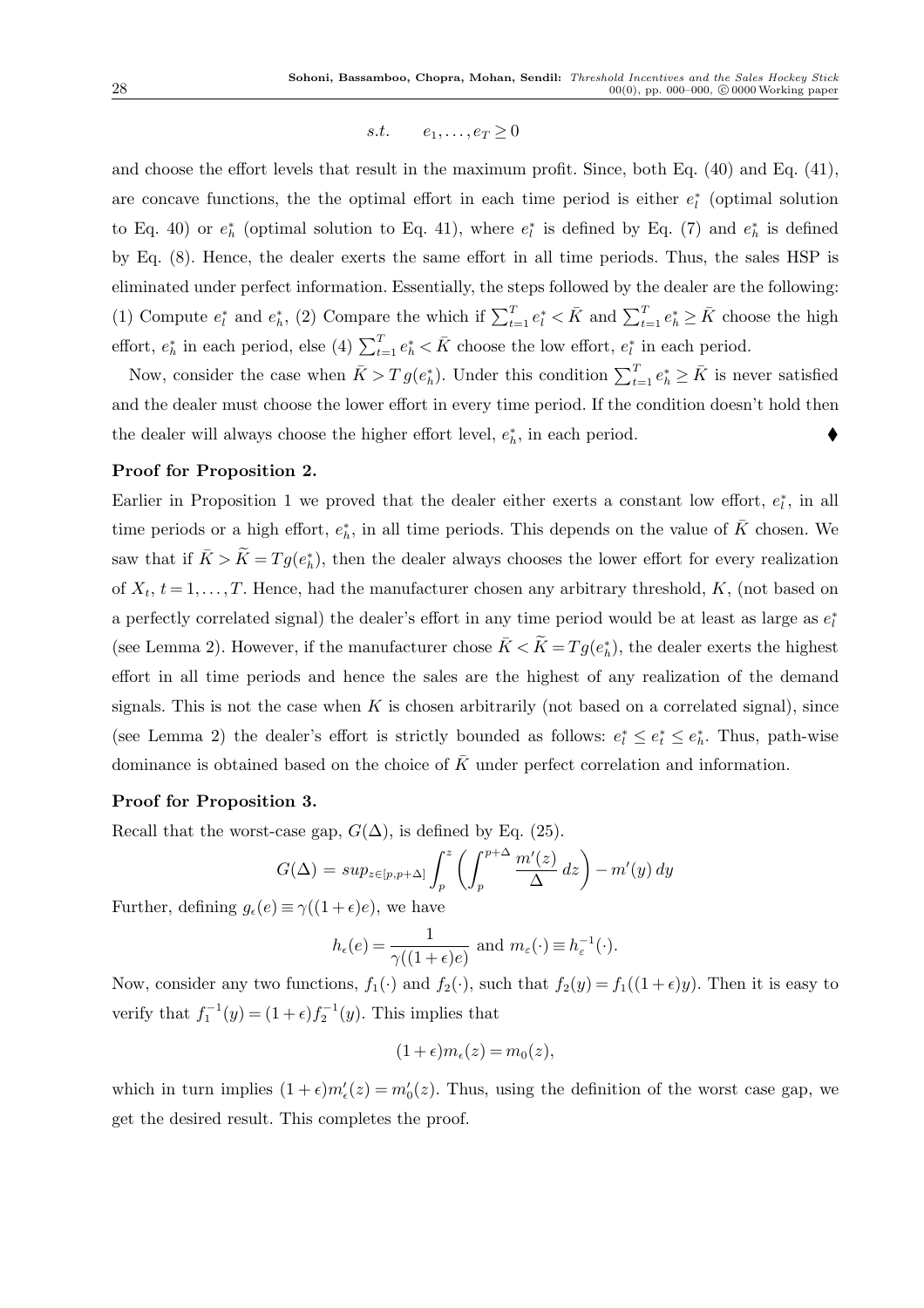$$s.t. \qquad e_1, \ldots, e_T \geq 0$$

and choose the effort levels that result in the maximum profit. Since, both Eq. (40) and Eq. (41), are concave functions, the the optimal effort in each time period is either $e_l^*$ (optimal solution to Eq. 40) or $e_h^*$ (optimal solution to Eq. 41), where $e_l^*$ is defined by Eq. (7) and $e_h^*$ is defined by Eq. (8). Hence, the dealer exerts the same effort in all time periods. Thus, the sales HSP is eliminated under perfect information. Essentially, the steps followed by the dealer are the following: (1) Compute $e_l^*$ and $e_h^*$, (2) Compare the which if $\sum_{t=1}^{T} e_l^* < \bar{K}$ and $\sum_{t=1}^{T} e_h^* \geq \bar{K}$ choose the high effort, $e_h^*$ in each period, else (4) $\sum_{t=1}^{T} e_h^* < \bar{K}$ choose the low effort, $e_l^*$ in each period.

Now, consider the case when $\bar{K} > T\, g(e_h^*)$. Under this condition $\sum_{t=1}^{T} e_h^* \geq \bar{K}$ is never satisfied and the dealer must choose the lower effort in every time period. If the condition doesn't hold then the dealer will always choose the higher effort level, $e_h^*$, in each period. ♦

**Proof for Proposition 2.**

Earlier in Proposition 1 we proved that the dealer either exerts a constant low effort, $e_l^*$, in all time periods or a high effort, $e_h^*$, in all time periods. This depends on the value of $\bar{K}$ chosen. We saw that if $\bar{K} > \widetilde{K} = Tg(e_h^*)$, then the dealer always chooses the lower effort for every realization of $X_t$, $t = 1, \ldots, T$. Hence, had the manufacturer chosen any arbitrary threshold, $K$, (not based on a perfectly correlated signal) the dealer's effort in any time period would be at least as large as $e_l^*$ (see Lemma 2). However, if the manufacturer chose $\bar{K} < \widetilde{K} = Tg(e_h^*)$, the dealer exerts the highest effort in all time periods and hence the sales are the highest of any realization of the demand signals. This is not the case when $K$ is chosen arbitrarily (not based on a correlated signal), since (see Lemma 2) the dealer's effort is strictly bounded as follows: $e_l^* \leq e_t^* \leq e_h^*$. Thus, path-wise dominance is obtained based on the choice of $\bar{K}$ under perfect correlation and information.

**Proof for Proposition 3.**

Recall that the worst-case gap, $G(\Delta)$, is defined by Eq. (25).

$$G(\Delta) = sup_{z \in [p, p+\Delta]} \int_p^z \left( \int_p^{p+\Delta} \frac{m'(z)}{\Delta} \, dz \right) - m'(y) \, dy$$

Further, defining $g_\epsilon(e) \equiv \gamma((1+\epsilon)e)$, we have

$$h_\epsilon(e) = \frac{1}{\gamma((1+\epsilon)e)} \text{ and } m_\varepsilon(\cdot) \equiv h_\varepsilon^{-1}(\cdot).$$

Now, consider any two functions, $f_1(\cdot)$ and $f_2(\cdot)$, such that $f_2(y) = f_1((1+\epsilon)y)$. Then it is easy to verify that $f_1^{-1}(y) = (1+\epsilon) f_2^{-1}(y)$. This implies that

$$(1+\epsilon) m_\epsilon(z) = m_0(z),$$

which in turn implies $(1+\epsilon) m'_\epsilon(z) = m'_0(z)$. Thus, using the definition of the worst case gap, we get the desired result. This completes the proof.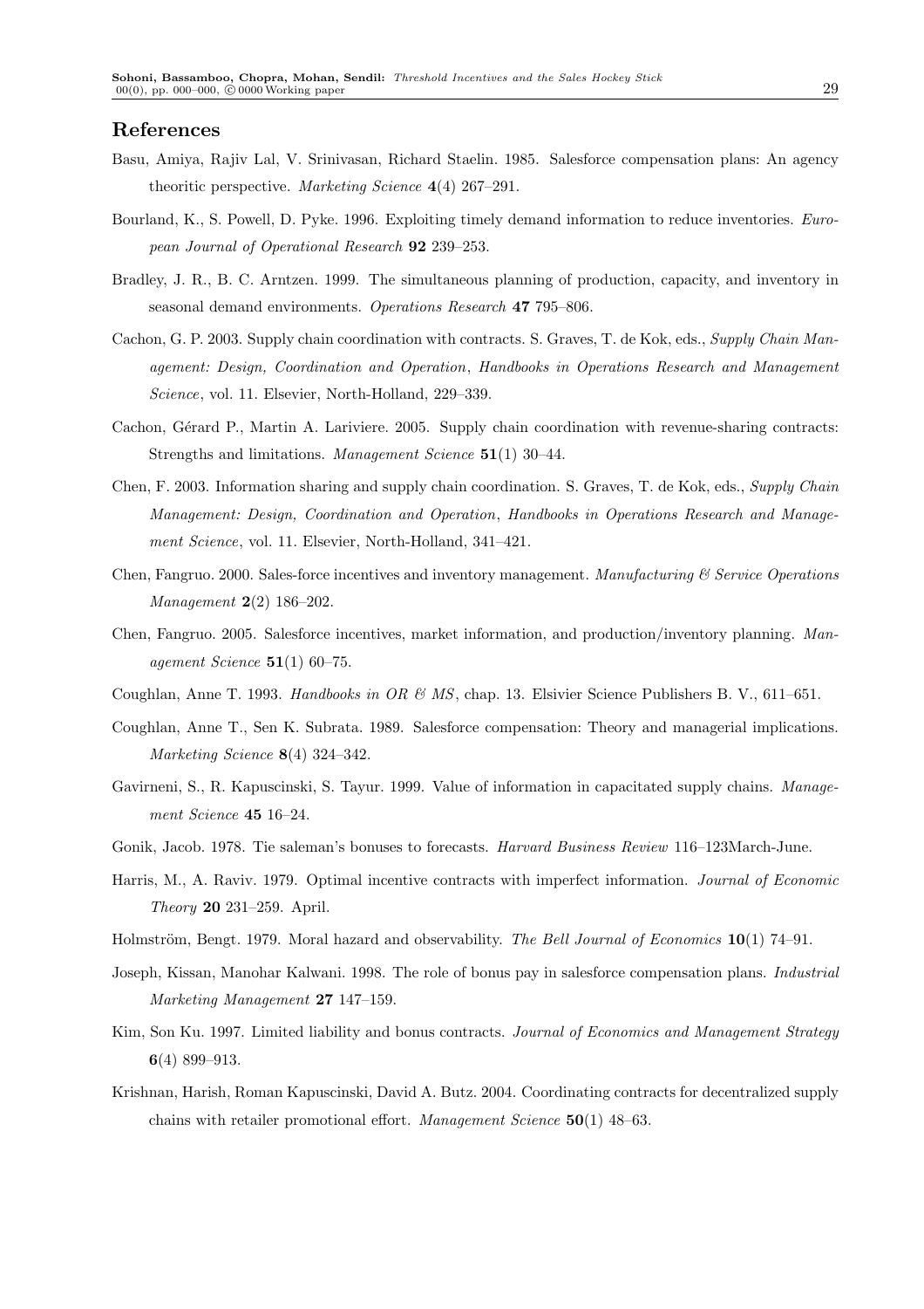## References

Basu, Amiya, Rajiv Lal, V. Srinivasan, Richard Staelin. 1985. Salesforce compensation plans: An agency theoritic perspective. *Marketing Science* **4**(4) 267–291.

Bourland, K., S. Powell, D. Pyke. 1996. Exploiting timely demand information to reduce inventories. *European Journal of Operational Research* **92** 239–253.

Bradley, J. R., B. C. Arntzen. 1999. The simultaneous planning of production, capacity, and inventory in seasonal demand environments. *Operations Research* **47** 795–806.

Cachon, G. P. 2003. Supply chain coordination with contracts. S. Graves, T. de Kok, eds., *Supply Chain Management: Design, Coordination and Operation*, *Handbooks in Operations Research and Management Science*, vol. 11. Elsevier, North-Holland, 229–339.

Cachon, Gérard P., Martin A. Lariviere. 2005. Supply chain coordination with revenue-sharing contracts: Strengths and limitations. *Management Science* **51**(1) 30–44.

Chen, F. 2003. Information sharing and supply chain coordination. S. Graves, T. de Kok, eds., *Supply Chain Management: Design, Coordination and Operation*, *Handbooks in Operations Research and Management Science*, vol. 11. Elsevier, North-Holland, 341–421.

Chen, Fangruo. 2000. Sales-force incentives and inventory management. *Manufacturing & Service Operations Management* **2**(2) 186–202.

Chen, Fangruo. 2005. Salesforce incentives, market information, and production/inventory planning. *Management Science* **51**(1) 60–75.

Coughlan, Anne T. 1993. *Handbooks in OR & MS*, chap. 13. Elsivier Science Publishers B. V., 611–651.

Coughlan, Anne T., Sen K. Subrata. 1989. Salesforce compensation: Theory and managerial implications. *Marketing Science* **8**(4) 324–342.

Gavirneni, S., R. Kapuscinski, S. Tayur. 1999. Value of information in capacitated supply chains. *Management Science* **45** 16–24.

Gonik, Jacob. 1978. Tie saleman's bonuses to forecasts. *Harvard Business Review* 116–123March-June.

Harris, M., A. Raviv. 1979. Optimal incentive contracts with imperfect information. *Journal of Economic Theory* **20** 231–259. April.

Holmström, Bengt. 1979. Moral hazard and observability. *The Bell Journal of Economics* **10**(1) 74–91.

Joseph, Kissan, Manohar Kalwani. 1998. The role of bonus pay in salesforce compensation plans. *Industrial Marketing Management* **27** 147–159.

Kim, Son Ku. 1997. Limited liability and bonus contracts. *Journal of Economics and Management Strategy* **6**(4) 899–913.

Krishnan, Harish, Roman Kapuscinski, David A. Butz. 2004. Coordinating contracts for decentralized supply chains with retailer promotional effort. *Management Science* **50**(1) 48–63.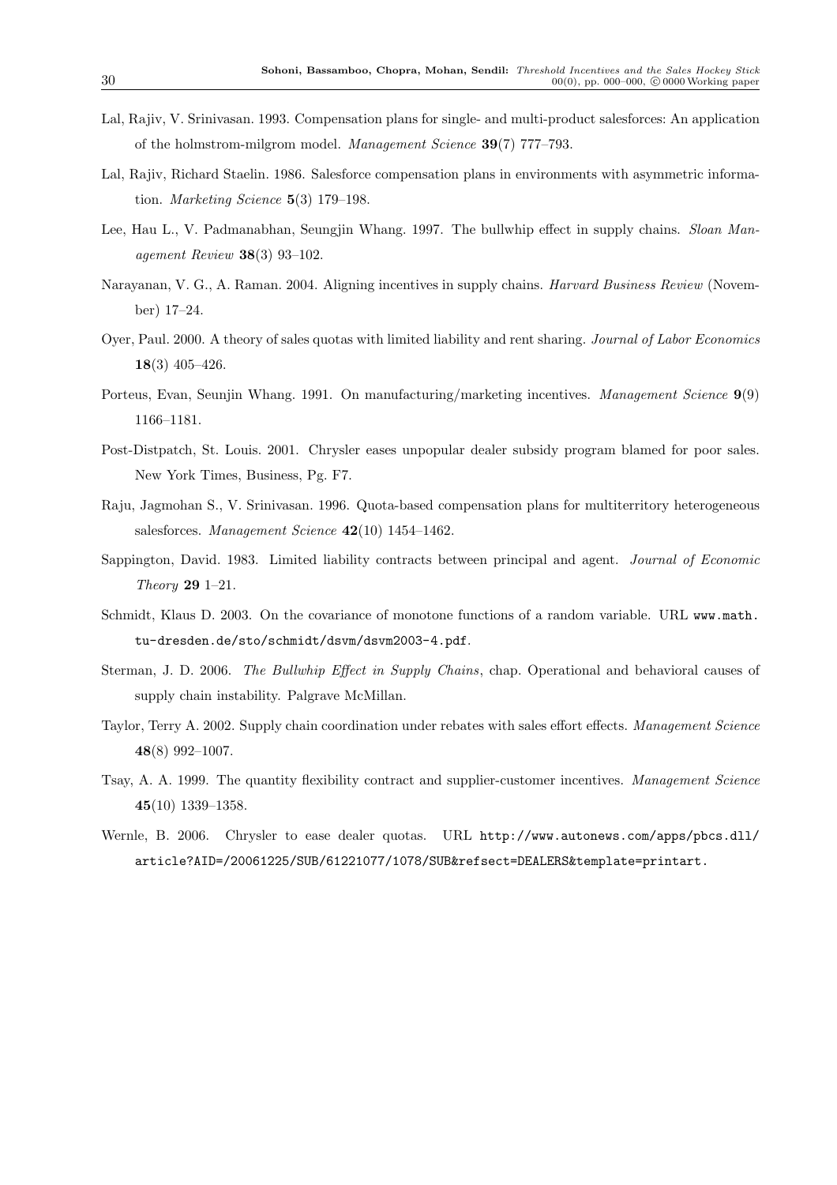Lal, Rajiv, V. Srinivasan. 1993. Compensation plans for single- and multi-product salesforces: An application of the holmstrom-milgrom model. *Management Science* **39**(7) 777–793.

Lal, Rajiv, Richard Staelin. 1986. Salesforce compensation plans in environments with asymmetric information. *Marketing Science* **5**(3) 179–198.

Lee, Hau L., V. Padmanabhan, Seungjin Whang. 1997. The bullwhip effect in supply chains. *Sloan Management Review* **38**(3) 93–102.

Narayanan, V. G., A. Raman. 2004. Aligning incentives in supply chains. *Harvard Business Review* (November) 17–24.

Oyer, Paul. 2000. A theory of sales quotas with limited liability and rent sharing. *Journal of Labor Economics* **18**(3) 405–426.

Porteus, Evan, Seunjin Whang. 1991. On manufacturing/marketing incentives. *Management Science* **9**(9) 1166–1181.

Post-Distpatch, St. Louis. 2001. Chrysler eases unpopular dealer subsidy program blamed for poor sales. New York Times, Business, Pg. F7.

Raju, Jagmohan S., V. Srinivasan. 1996. Quota-based compensation plans for multiterritory heterogeneous salesforces. *Management Science* **42**(10) 1454–1462.

Sappington, David. 1983. Limited liability contracts between principal and agent. *Journal of Economic Theory* **29** 1–21.

Schmidt, Klaus D. 2003. On the covariance of monotone functions of a random variable. URL `www.math.tu-dresden.de/sto/schmidt/dsvm/dsvm2003-4.pdf`.

Sterman, J. D. 2006. *The Bullwhip Effect in Supply Chains*, chap. Operational and behavioral causes of supply chain instability. Palgrave McMillan.

Taylor, Terry A. 2002. Supply chain coordination under rebates with sales effort effects. *Management Science* **48**(8) 992–1007.

Tsay, A. A. 1999. The quantity flexibility contract and supplier-customer incentives. *Management Science* **45**(10) 1339–1358.

Wernle, B. 2006. Chrysler to ease dealer quotas. URL `http://www.autonews.com/apps/pbcs.dll/article?AID=/20061225/SUB/61221077/1078/SUB&refsect=DEALERS&template=printart.`